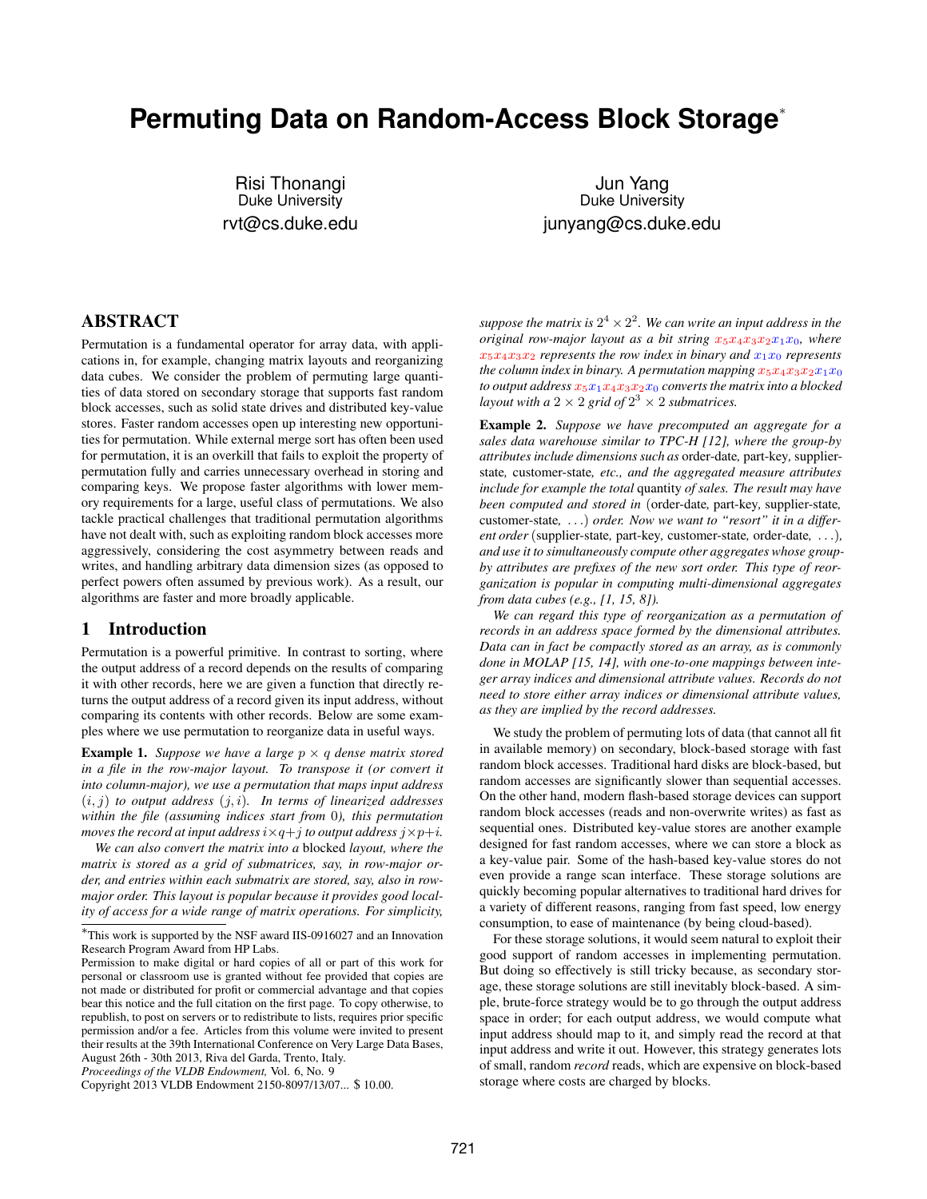# Permuting Data on Random-Access Block Storage*

Risi Thonangi
Duke University
rvt@cs.duke.edu

Jun Yang
Duke University
junyang@cs.duke.edu

## ABSTRACT

Permutation is a fundamental operator for array data, with applications in, for example, changing matrix layouts and reorganizing data cubes. We consider the problem of permuting large quantities of data stored on secondary storage that supports fast random block accesses, such as solid state drives and distributed key-value stores. Faster random accesses open up interesting new opportunities for permutation. While external merge sort has often been used for permutation, it is an overkill that fails to exploit the property of permutation fully and carries unnecessary overhead in storing and comparing keys. We propose faster algorithms with lower memory requirements for a large, useful class of permutations. We also tackle practical challenges that traditional permutation algorithms have not dealt with, such as exploiting random block accesses more aggressively, considering the cost asymmetry between reads and writes, and handling arbitrary data dimension sizes (as opposed to perfect powers often assumed by previous work). As a result, our algorithms are faster and more broadly applicable.

## 1 Introduction

Permutation is a powerful primitive. In contrast to sorting, where the output address of a record depends on the results of comparing it with other records, here we are given a function that directly returns the output address of a record given its input address, without comparing its contents with other records. Below are some examples where we use permutation to reorganize data in useful ways.

**Example 1.** *Suppose we have a large $p \times q$ dense matrix stored in a file in the row-major layout. To transpose it (or convert it into column-major), we use a permutation that maps input address $(i, j)$ to output address $(j, i)$. In terms of linearized addresses within the file (assuming indices start from $0$), this permutation moves the record at input address $i \times q + j$ to output address $j \times p + i$.*

*We can also convert the matrix into a* blocked *layout, where the matrix is stored as a grid of submatrices, say, in row-major order, and entries within each submatrix are stored, say, also in row-major order. This layout is popular because it provides good locality of access for a wide range of matrix operations. For simplicity, suppose the matrix is $2^4 \times 2^2$. We can write an input address in the original row-major layout as a bit string $x_5x_4x_3x_2x_1x_0$, where $x_5x_4x_3x_2$ represents the row index in binary and $x_1x_0$ represents the column index in binary. A permutation mapping $x_5x_4x_3x_2x_1x_0$ to output address $x_5x_1x_4x_3x_2x_0$ converts the matrix into a blocked layout with a $2 \times 2$ grid of $2^3 \times 2$ submatrices.*

**Example 2.** *Suppose we have precomputed an aggregate for a sales data warehouse similar to TPC-H [12], where the group-by attributes include dimensions such as* order-date*,* part-key*,* supplier-state*,* customer-state*, etc., and the aggregated measure attributes include for example the total* quantity *of sales. The result may have been computed and stored in* (order-date*,* part-key*,* supplier-state*,* customer-state*, ...) order. Now we want to "resort" it in a different order* (supplier-state*,* part-key*,* customer-state*,* order-date*, ...), and use it to simultaneously compute other aggregates whose group-by attributes are prefixes of the new sort order. This type of reorganization is popular in computing multi-dimensional aggregates from data cubes (e.g., [1, 15, 8]).*

*We can regard this type of reorganization as a permutation of records in an address space formed by the dimensional attributes. Data can in fact be compactly stored as an array, as is commonly done in MOLAP [15, 14], with one-to-one mappings between integer array indices and dimensional attribute values. Records do not need to store either array indices or dimensional attribute values, as they are implied by the record addresses.*

We study the problem of permuting lots of data (that cannot all fit in available memory) on secondary, block-based storage with fast random block accesses. Traditional hard disks are block-based, but random accesses are significantly slower than sequential accesses. On the other hand, modern flash-based storage devices can support random block accesses (reads and non-overwrite writes) as fast as sequential ones. Distributed key-value stores are another example designed for fast random accesses, where we can store a block as a key-value pair. Some of the hash-based key-value stores do not even provide a range scan interface. These storage solutions are quickly becoming popular alternatives to traditional hard drives for a variety of different reasons, ranging from fast speed, low energy consumption, to ease of maintenance (by being cloud-based).

For these storage solutions, it would seem natural to exploit their good support of random accesses in implementing permutation. But doing so effectively is still tricky because, as secondary storage, these storage solutions are still inevitably block-based. A simple, brute-force strategy would be to go through the output address space in order; for each output address, we would compute what input address should map to it, and simply read the record at that input address and write it out. However, this strategy generates lots of small, random *record* reads, which are expensive on block-based storage where costs are charged by blocks.

---

*This work is supported by the NSF award IIS-0916027 and an Innovation Research Program Award from HP Labs.

Permission to make digital or hard copies of all or part of this work for personal or classroom use is granted without fee provided that copies are not made or distributed for profit or commercial advantage and that copies bear this notice and the full citation on the first page. To copy otherwise, to republish, to post on servers or to redistribute to lists, requires prior specific permission and/or a fee. Articles from this volume were invited to present their results at the 39th International Conference on Very Large Data Bases, August 26th - 30th 2013, Riva del Garda, Trento, Italy.
*Proceedings of the VLDB Endowment,* Vol. 6, No. 9
Copyright 2013 VLDB Endowment 2150-8097/13/07... $ 10.00.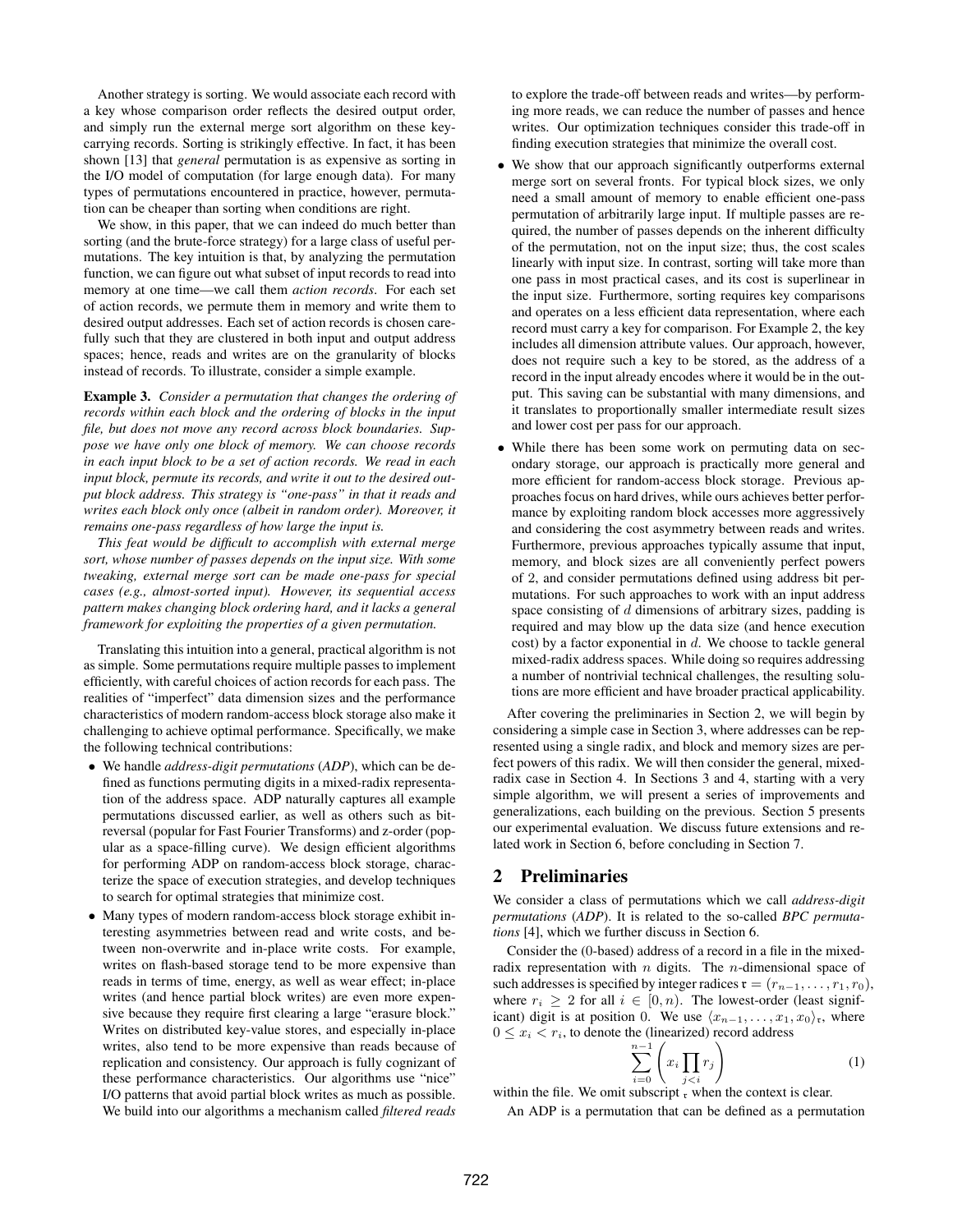Another strategy is sorting. We would associate each record with a key whose comparison order reflects the desired output order, and simply run the external merge sort algorithm on these key-carrying records. Sorting is strikingly effective. In fact, it has been shown [13] that *general* permutation is as expensive as sorting in the I/O model of computation (for large enough data). For many types of permutations encountered in practice, however, permutation can be cheaper than sorting when conditions are right.

We show, in this paper, that we can indeed do much better than sorting (and the brute-force strategy) for a large class of useful permutations. The key intuition is that, by analyzing the permutation function, we can figure out what subset of input records to read into memory at one time—we call them *action records*. For each set of action records, we permute them in memory and write them to desired output addresses. Each set of action records is chosen carefully such that they are clustered in both input and output address spaces; hence, reads and writes are on the granularity of blocks instead of records. To illustrate, consider a simple example.

**Example 3.** *Consider a permutation that changes the ordering of records within each block and the ordering of blocks in the input file, but does not move any record across block boundaries. Suppose we have only one block of memory. We can choose records in each input block to be a set of action records. We read in each input block, permute its records, and write it out to the desired output block address. This strategy is "one-pass" in that it reads and writes each block only once (albeit in random order). Moreover, it remains one-pass regardless of how large the input is.*

*This feat would be difficult to accomplish with external merge sort, whose number of passes depends on the input size. With some tweaking, external merge sort can be made one-pass for special cases (e.g., almost-sorted input). However, its sequential access pattern makes changing block ordering hard, and it lacks a general framework for exploiting the properties of a given permutation.*

Translating this intuition into a general, practical algorithm is not as simple. Some permutations require multiple passes to implement efficiently, with careful choices of action records for each pass. The realities of "imperfect" data dimension sizes and the performance characteristics of modern random-access block storage also make it challenging to achieve optimal performance. Specifically, we make the following technical contributions:

- We handle *address-digit permutations* (*ADP*), which can be defined as functions permuting digits in a mixed-radix representation of the address space. ADP naturally captures all example permutations discussed earlier, as well as others such as bit-reversal (popular for Fast Fourier Transforms) and z-order (popular as a space-filling curve). We design efficient algorithms for performing ADP on random-access block storage, characterize the space of execution strategies, and develop techniques to search for optimal strategies that minimize cost.
- Many types of modern random-access block storage exhibit interesting asymmetries between read and write costs, and between non-overwrite and in-place write costs. For example, writes on flash-based storage tend to be more expensive than reads in terms of time, energy, as well as wear effect; in-place writes (and hence partial block writes) are even more expensive because they require first clearing a large "erasure block." Writes on distributed key-value stores, and especially in-place writes, also tend to be more expensive than reads because of replication and consistency. Our approach is fully cognizant of these performance characteristics. Our algorithms use "nice" I/O patterns that avoid partial block writes as much as possible. We build into our algorithms a mechanism called *filtered reads* to explore the trade-off between reads and writes—by performing more reads, we can reduce the number of passes and hence writes. Our optimization techniques consider this trade-off in finding execution strategies that minimize the overall cost.
- We show that our approach significantly outperforms external merge sort on several fronts. For typical block sizes, we only need a small amount of memory to enable efficient one-pass permutation of arbitrarily large input. If multiple passes are required, the number of passes depends on the inherent difficulty of the permutation, not on the input size; thus, the cost scales linearly with input size. In contrast, sorting will take more than one pass in most practical cases, and its cost is superlinear in the input size. Furthermore, sorting requires key comparisons and operates on a less efficient data representation, where each record must carry a key for comparison. For Example 2, the key includes all dimension attribute values. Our approach, however, does not require such a key to be stored, as the address of a record in the input already encodes where it would be in the output. This saving can be substantial with many dimensions, and it translates to proportionally smaller intermediate result sizes and lower cost per pass for our approach.
- While there has been some work on permuting data on secondary storage, our approach is practically more general and more efficient for random-access block storage. Previous approaches focus on hard drives, while ours achieves better performance by exploiting random block accesses more aggressively and considering the cost asymmetry between reads and writes. Furthermore, previous approaches typically assume that input, memory, and block sizes are all conveniently perfect powers of 2, and consider permutations defined using address bit permutations. For such approaches to work with an input address space consisting of $d$ dimensions of arbitrary sizes, padding is required and may blow up the data size (and hence execution cost) by a factor exponential in $d$. We choose to tackle general mixed-radix address spaces. While doing so requires addressing a number of nontrivial technical challenges, the resulting solutions are more efficient and have broader practical applicability.

After covering the preliminaries in Section 2, we will begin by considering a simple case in Section 3, where addresses can be represented using a single radix, and block and memory sizes are perfect powers of this radix. We will then consider the general, mixed-radix case in Section 4. In Sections 3 and 4, starting with a very simple algorithm, we will present a series of improvements and generalizations, each building on the previous. Section 5 presents our experimental evaluation. We discuss future extensions and related work in Section 6, before concluding in Section 7.

## 2 Preliminaries

We consider a class of permutations which we call *address-digit permutations* (*ADP*). It is related to the so-called *BPC permutations* [4], which we further discuss in Section 6.

Consider the (0-based) address of a record in a file in the mixed-radix representation with $n$ digits. The $n$-dimensional space of such addresses is specified by integer radices $\mathfrak{r} = (r_{n-1}, \ldots, r_1, r_0)$, where $r_i \geq 2$ for all $i \in [0, n)$. The lowest-order (least significant) digit is at position 0. We use $\langle x_{n-1}, \ldots, x_1, x_0 \rangle_{\mathfrak{r}}$, where $0 \leq x_i < r_i$, to denote the (linearized) record address

$$\sum_{i=0}^{n-1} \left( x_i \prod_{j<i} r_j \right) \tag{1}$$

within the file. We omit subscript $_{\mathfrak{r}}$ when the context is clear.

An ADP is a permutation that can be defined as a permutation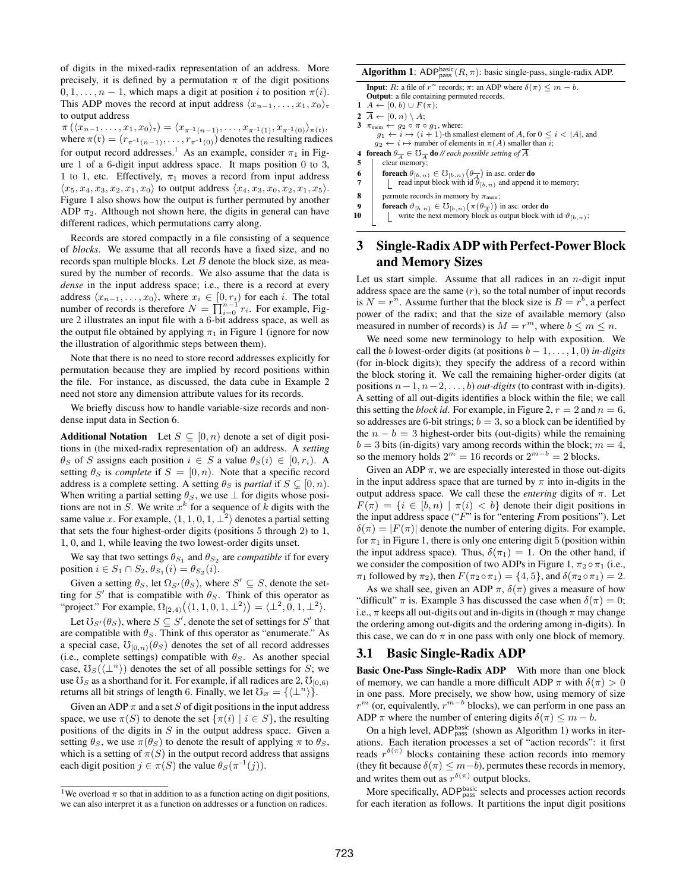of digits in the mixed-radix representation of an address. More precisely, it is defined by a permutation $\pi$ of the digit positions $0, 1, \ldots, n-1$, which maps a digit at position $i$ to position $\pi(i)$. This ADP moves the record at input address $\langle x_{n-1}, \ldots, x_1, x_0 \rangle_{\mathfrak{r}}$ to output address

$\pi(\langle x_{n-1}, \ldots, x_1, x_0 \rangle_{\mathfrak{r}}) = \langle x_{\pi^{-1}(n-1)}, \ldots, x_{\pi^{-1}(1)}, x_{\pi^{-1}(0)} \rangle_{\pi(\mathfrak{r})}$, where $\pi(\mathfrak{r}) = (r_{\pi^{-1}(n-1)}, \ldots, r_{\pi^{-1}(0)})$ denotes the resulting radices for output record addresses.[1] As an example, consider $\pi_1$ in Figure 1 of a 6-digit input address space. It maps position 0 to 3, 1 to 1, etc. Effectively, $\pi_1$ moves a record from input address $\langle x_5, x_4, x_3, x_2, x_1, x_0 \rangle$ to output address $\langle x_4, x_3, x_0, x_2, x_1, x_5 \rangle$. Figure 1 also shows how the output is further permuted by another ADP $\pi_2$. Although not shown here, the digits in general can have different radices, which permutations carry along.

Records are stored compactly in a file consisting of a sequence of *blocks*. We assume that all records have a fixed size, and no records span multiple blocks. Let $B$ denote the block size, as measured by the number of records. We also assume that the data is *dense* in the input address space; i.e., there is a record at every address $\langle x_{n-1}, \ldots, x_0 \rangle$, where $x_i \in [0, r_i)$ for each $i$. The total number of records is therefore $N = \prod_{i=0}^{n-1} r_i$. For example, Figure 2 illustrates an input file with a 6-bit address space, as well as the output file obtained by applying $\pi_1$ in Figure 1 (ignore for now the illustration of algorithmic steps between them).

Note that there is no need to store record addresses explicitly for permutation because they are implied by record positions within the file. For instance, as discussed, the data cube in Example 2 need not store any dimension attribute values for its records.

We briefly discuss how to handle variable-size records and non-dense input data in Section 6.

**Additional Notation** Let $S \subseteq [0, n)$ denote a set of digit positions in (the mixed-radix representation of) an address. A *setting* $\theta_S$ of $S$ assigns each position $i \in S$ a value $\theta_S(i) \in [0, r_i)$. A setting $\theta_S$ is *complete* if $S = [0, n)$. Note that a specific record address is a complete setting. A setting $\theta_S$ is *partial* if $S \subsetneq [0, n)$. When writing a partial setting $\theta_S$, we use $\perp$ for digits whose positions are not in $S$. We write $x^k$ for a sequence of $k$ digits with the same value $x$. For example, $\langle 1, 1, 0, 1, \perp^2 \rangle$ denotes a partial setting that sets the four highest-order digits (positions 5 through 2) to 1, 1, 0, and 1, while leaving the two lowest-order digits unset.

We say that two settings $\theta_{S_1}$ and $\theta_{S_2}$ are *compatible* if for every position $i \in S_1 \cap S_2$, $\theta_{S_1}(i) = \theta_{S_2}(i)$.

Given a setting $\theta_S$, let $\Omega_{S'}(\theta_S)$, where $S' \subseteq S$, denote the setting for $S'$ that is compatible with $\theta_S$. Think of this operator as "project." For example, $\Omega_{[2,4)}(\langle 1, 1, 0, 1, \perp^2 \rangle) = \langle \perp^2, 0, 1, \perp^2 \rangle$.

Let $\mho_{S'}(\theta_S)$, where $S \subseteq S'$, denote the set of settings for $S'$ that are compatible with $\theta_S$. Think of this operator as "enumerate." As a special case, $\mho_{[0,n)}(\theta_S)$ denotes the set of all record addresses (i.e., complete settings) compatible with $\theta_S$. As another special case, $\mho_S(\langle \perp^n \rangle)$ denotes the set of all possible settings for $S$; we use $\mho_S$ as a shorthand for it. For example, if all radices are 2, $\mho_{[0,6)}$ returns all bit strings of length 6. Finally, we let $\mho_\varnothing = \{\langle \perp^n \rangle\}$.

Given an ADP $\pi$ and a set $S$ of digit positions in the input address space, we use $\pi(S)$ to denote the set $\{\pi(i) \mid i \in S\}$, the resulting positions of the digits in $S$ in the output address space. Given a setting $\theta_S$, we use $\pi(\theta_S)$ to denote the result of applying $\pi$ to $\theta_S$, which is a setting of $\pi(S)$ in the output record address that assigns each digit position $j \in \pi(S)$ the value $\theta_S(\pi^{-1}(j))$.

[1] We overload $\pi$ so that in addition to as a function acting on digit positions, we can also interpret it as a function on addresses or a function on radices.

**Algorithm 1**: $\mathsf{ADP}^{\mathsf{basic}}_{\mathsf{pass}}(R, \pi)$: basic single-pass, single-radix ADP.

```
Input: R: a file of r^n records; π: an ADP where δ(π) ≤ m − b.
Output: a file containing permuted records.
1  A ← [0, b) ∪ F(π);
2  Ā ← [0, n) \ A;
3  π_mem ← g2 ∘ π ∘ g1, where:
     g1 ← i ↦ (i + 1)-th smallest element of A, for 0 ≤ i < |A|, and
     g2 ← i ↦ number of elements in π(A) smaller than i;
4  foreach θ_Ā ∈ ℧_Ā do // each possible setting of Ā
5      clear memory;
6      foreach θ_[b,n) ∈ ℧_[b,n)(θ_Ā) in asc. order do
7          read input block with id θ_[b,n) and append it to memory;
8      permute records in memory by π_mem;
9      foreach ϑ_[b,n) ∈ ℧_[b,n)(π(θ_Ā)) in asc. order do
10         write the next memory block as output block with id ϑ_[b,n);
```

## 3 Single-Radix ADP with Perfect-Power Block and Memory Sizes

Let us start simple. Assume that all radices in an $n$-digit input address space are the same ($r$), so the total number of input records is $N = r^n$. Assume further that the block size is $B = r^b$, a perfect power of the radix; and that the size of available memory (also measured in number of records) is $M = r^m$, where $b \leq m \leq n$.

We need some new terminology to help with exposition. We call the $b$ lowest-order digits (at positions $b-1, \ldots, 1, 0$) *in-digits* (for in-block digits); they specify the address of a record within the block storing it. We call the remaining higher-order digits (at positions $n-1, n-2, \ldots, b$) *out-digits* (to contrast with in-digits). A setting of all out-digits identifies a block within the file; we call this setting the *block id*. For example, in Figure 2, $r = 2$ and $n = 6$, so addresses are 6-bit strings; $b = 3$, so a block can be identified by the $n - b = 3$ highest-order bits (out-digits) while the remaining $b = 3$ bits (in-digits) vary among records within the block; $m = 4$, so the memory holds $2^m = 16$ records or $2^{m-b} = 2$ blocks.

Given an ADP $\pi$, we are especially interested in those out-digits in the input address space that are turned by $\pi$ into in-digits in the output address space. We call these the *entering* digits of $\pi$. Let $F(\pi) = \{i \in [b, n) \mid \pi(i) < b\}$ denote their digit positions in the input address space ("$F$" is for "entering *F*rom positions"). Let $\delta(\pi) = |F(\pi)|$ denote the number of entering digits. For example, for $\pi_1$ in Figure 1, there is only one entering digit 5 (position within the input address space). Thus, $\delta(\pi_1) = 1$. On the other hand, if we consider the composition of two ADPs in Figure 1, $\pi_2 \circ \pi_1$ (i.e., $\pi_1$ followed by $\pi_2$), then $F(\pi_2 \circ \pi_1) = \{4, 5\}$, and $\delta(\pi_2 \circ \pi_1) = 2$.

As we shall see, given an ADP $\pi$, $\delta(\pi)$ gives a measure of how "difficult" $\pi$ is. Example 3 has discussed the case when $\delta(\pi) = 0$; i.e., $\pi$ keeps all out-digits out and in-digits in (though $\pi$ may change the ordering among out-digits and the ordering among in-digits). In this case, we can do $\pi$ in one pass with only one block of memory.

### 3.1 Basic Single-Radix ADP

**Basic One-Pass Single-Radix ADP** With more than one block of memory, we can handle a more difficult ADP $\pi$ with $\delta(\pi) > 0$ in one pass. More precisely, we show how, using memory of size $r^m$ (or, equivalently, $r^{m-b}$ blocks), we can perform in one pass an ADP $\pi$ where the number of entering digits $\delta(\pi) \leq m - b$.

On a high level, $\mathsf{ADP}^{\mathsf{basic}}_{\mathsf{pass}}$ (shown as Algorithm 1) works in iterations. Each iteration processes a set of "action records": it first reads $r^{\delta(\pi)}$ blocks containing these action records into memory (they fit because $\delta(\pi) \leq m-b$), permutes these records in memory, and writes them out as $r^{\delta(\pi)}$ output blocks.

More specifically, $\mathsf{ADP}^{\mathsf{basic}}_{\mathsf{pass}}$ selects and processes action records for each iteration as follows. It partitions the input digit positions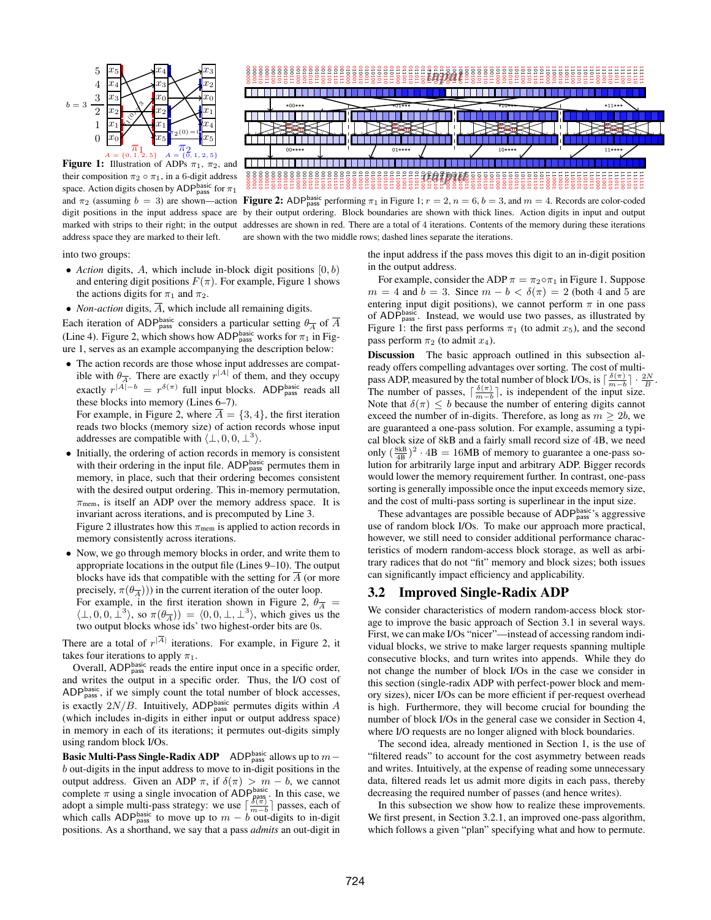**Figure 1:** Illustration of ADPs $\pi_1$, $\pi_2$, and their composition $\pi_2 \circ \pi_1$, in a 6-digit address space. Action digits chosen by $\text{ADP}^{\text{basic}}_{\text{pass}}$ for $\pi_1$ and $\pi_2$ (assuming $b = 3$) are shown—action digit positions in the input address space are marked with strips to their right; in the output address space they are marked to their left.

**Figure 2:** $\text{ADP}^{\text{basic}}_{\text{pass}}$ performing $\pi_1$ in Figure 1; $r = 2$, $n = 6$, $b = 3$, and $m = 4$. Records are color-coded by their output ordering. Block boundaries are shown with thick lines. Action digits in input and output addresses are shown in red. There are a total of 4 iterations. Contents of the memory during these iterations are shown with the two middle rows; dashed lines separate the iterations.

into two groups:

- *Action* digits, $A$, which include in-block digit positions $[0, b)$ and entering digit positions $F(\pi)$. For example, Figure 1 shows the actions digits for $\pi_1$ and $\pi_2$.
- *Non-action* digits, $\overline{A}$, which include all remaining digits.

Each iteration of $\text{ADP}^{\text{basic}}_{\text{pass}}$ considers a particular setting $\theta_{\overline{A}}$ of $\overline{A}$ (Line 4). Figure 2, which shows how $\text{ADP}^{\text{basic}}_{\text{pass}}$ works for $\pi_1$ in Figure 1, serves as an example accompanying the description below:

- The action records are those whose input addresses are compatible with $\theta_{\overline{A}}$. There are exactly $r^{|A|}$ of them, and they occupy exactly $r^{|A|-b} = r^{\delta(\pi)}$ full input blocks. $\text{ADP}^{\text{basic}}_{\text{pass}}$ reads all these blocks into memory (Lines 6–7).
  For example, in Figure 2, where $\overline{A} = \{3, 4\}$, the first iteration reads two blocks (memory size) of action records whose input addresses are compatible with $\langle \perp, 0, 0, \perp^3 \rangle$.
- Initially, the ordering of action records in memory is consistent with their ordering in the input file. $\text{ADP}^{\text{basic}}_{\text{pass}}$ permutes them in memory, in place, such that their ordering becomes consistent with the desired output ordering. This in-memory permutation, $\pi_{\text{mem}}$, is itself an ADP over the memory address space. It is invariant across iterations, and is precomputed by Line 3.
  Figure 2 illustrates how this $\pi_{\text{mem}}$ is applied to action records in memory consistently across iterations.
- Now, we go through memory blocks in order, and write them to appropriate locations in the output file (Lines 9–10). The output blocks have ids that compatible with the setting for $\overline{A}$ (or more precisely, $\pi(\theta_{\overline{A}})$) in the current iteration of the outer loop.
  For example, in the first iteration shown in Figure 2, $\theta_{\overline{A}} = \langle \perp, 0, 0, \perp^3 \rangle$, so $\pi(\theta_{\overline{A}})) = \langle 0, 0, \perp, \perp^3 \rangle$, which gives us the two output blocks whose ids' two highest-order bits are 0s.

There are a total of $r^{|\overline{A}|}$ iterations. For example, in Figure 2, it takes four iterations to apply $\pi_1$.

Overall, $\text{ADP}^{\text{basic}}_{\text{pass}}$ reads the entire input once in a specific order, and writes the output in a specific order. Thus, the I/O cost of $\text{ADP}^{\text{basic}}_{\text{pass}}$, if we simply count the total number of block accesses, is exactly $2N/B$. Intuitively, $\text{ADP}^{\text{basic}}_{\text{pass}}$ permutes digits within $A$ (which includes in-digits in either input or output address space) in memory in each of its iterations; it permutes out-digits simply using random block I/Os.

**Basic Multi-Pass Single-Radix ADP** $\text{ADP}^{\text{basic}}_{\text{pass}}$ allows up to $m - b$ out-digits in the input address to move to in-digit positions in the output address. Given an ADP $\pi$, if $\delta(\pi) > m - b$, we cannot complete $\pi$ using a single invocation of $\text{ADP}^{\text{basic}}_{\text{pass}}$. In this case, we adopt a simple multi-pass strategy: we use $\lceil \frac{\delta(\pi)}{m-b} \rceil$ passes, each of which calls $\text{ADP}^{\text{basic}}_{\text{pass}}$ to move up to $m - b$ out-digits to in-digit positions. As a shorthand, we say that a pass *admits* an out-digit in the input address if the pass moves this digit to an in-digit position in the output address.

For example, consider the ADP $\pi = \pi_2 \circ \pi_1$ in Figure 1. Suppose $m = 4$ and $b = 3$. Since $m - b < \delta(\pi) = 2$ (both 4 and 5 are entering input digit positions), we cannot perform $\pi$ in one pass of $\text{ADP}^{\text{basic}}_{\text{pass}}$. Instead, we would use two passes, as illustrated by Figure 1: the first pass performs $\pi_1$ (to admit $x_5$), and the second pass perform $\pi_2$ (to admit $x_4$).

**Discussion** The basic approach outlined in this subsection already offers compelling advantages over sorting. The cost of multi-pass ADP, measured by the total number of block I/Os, is $\lceil \frac{\delta(\pi)}{m-b} \rceil \cdot \frac{2N}{B}$. The number of passes, $\lceil \frac{\delta(\pi)}{m-b} \rceil$, is independent of the input size. Note that $\delta(\pi) \leq b$ because the number of entering digits cannot exceed the number of in-digits. Therefore, as long as $m \geq 2b$, we are guaranteed a one-pass solution. For example, assuming a typical block size of 8kB and a fairly small record size of 4B, we need only $(\frac{8\text{kB}}{4\text{B}})^2 \cdot 4\text{B} = 16\text{MB}$ of memory to guarantee a one-pass solution for arbitrarily large input and arbitrary ADP. Bigger records would lower the memory requirement further. In contrast, one-pass sorting is generally impossible once the input exceeds memory size, and the cost of multi-pass sorting is superlinear in the input size.

These advantages are possible because of $\text{ADP}^{\text{basic}}_{\text{pass}}$'s aggressive use of random block I/Os. To make our approach more practical, however, we still need to consider additional performance characteristics of modern random-access block storage, as well as arbitrary radices that do not "fit" memory and block sizes; both issues can significantly impact efficiency and applicability.

## 3.2 Improved Single-Radix ADP

We consider characteristics of modern random-access block storage to improve the basic approach of Section 3.1 in several ways. First, we can make I/Os "nicer"—instead of accessing random individual blocks, we strive to make larger requests spanning multiple consecutive blocks, and turn writes into appends. While they do not change the number of block I/Os in the case we consider in this section (single-radix ADP with perfect-power block and memory sizes), nicer I/Os can be more efficient if per-request overhead is high. Furthermore, they will become crucial for bounding the number of block I/Os in the general case we consider in Section 4, where I/O requests are no longer aligned with block boundaries.

The second idea, already mentioned in Section 1, is the use of "filtered reads" to account for the cost asymmetry between reads and writes. Intuitively, at the expense of reading some unnecessary data, filtered reads let us admit more digits in each pass, thereby decreasing the required number of passes (and hence writes).

In this subsection we show how to realize these improvements. We first present, in Section 3.2.1, an improved one-pass algorithm, which follows a given "plan" specifying what and how to permute.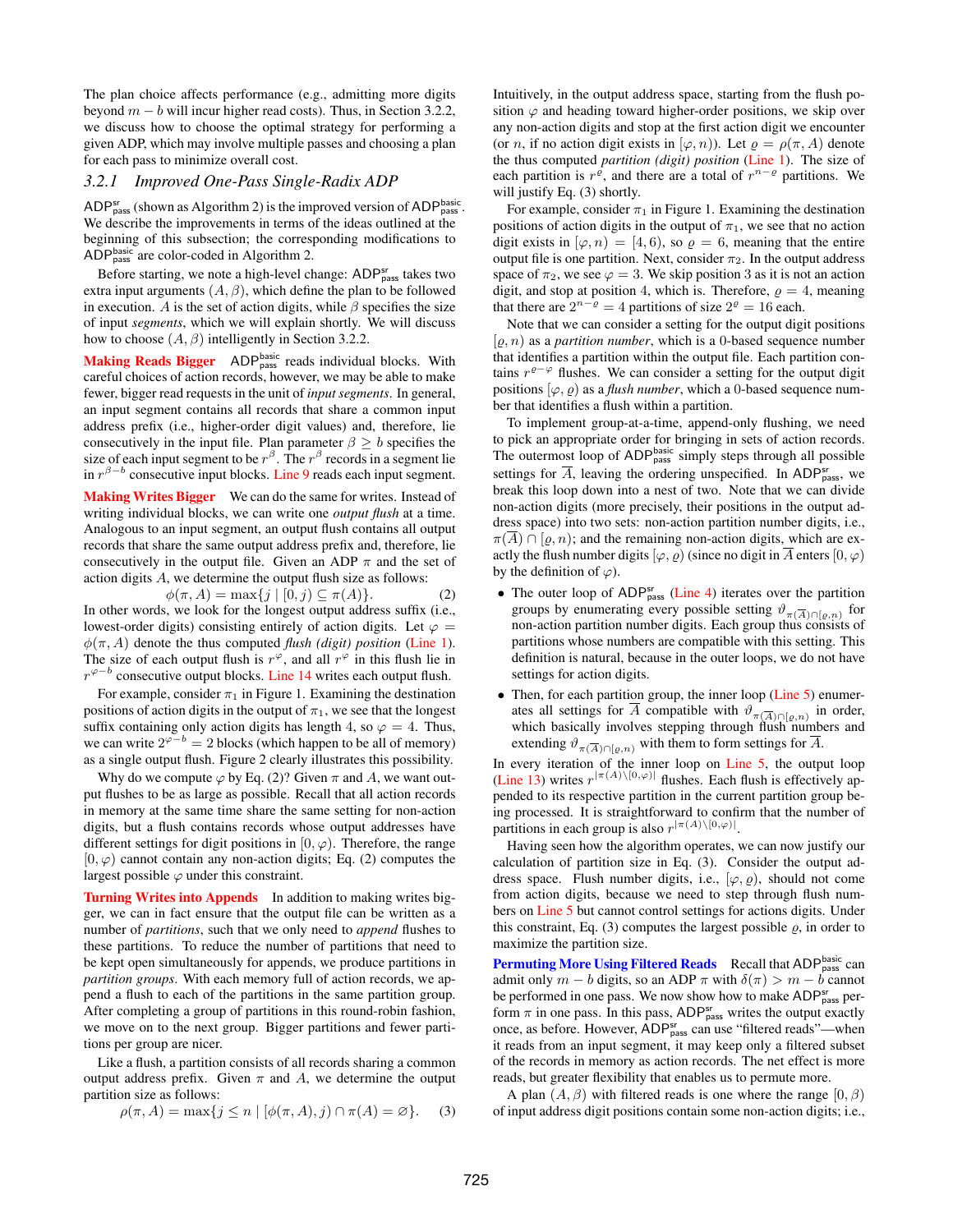The plan choice affects performance (e.g., admitting more digits beyond $m - b$ will incur higher read costs). Thus, in Section 3.2.2, we discuss how to choose the optimal strategy for performing a given ADP, which may involve multiple passes and choosing a plan for each pass to minimize overall cost.

### 3.2.1 Improved One-Pass Single-Radix ADP

$\mathsf{ADP}^{\mathsf{sr}}_{\mathsf{pass}}$ (shown as Algorithm 2) is the improved version of $\mathsf{ADP}^{\mathsf{basic}}_{\mathsf{pass}}$. We describe the improvements in terms of the ideas outlined at the beginning of this subsection; the corresponding modifications to $\mathsf{ADP}^{\mathsf{basic}}_{\mathsf{pass}}$ are color-coded in Algorithm 2.

Before starting, we note a high-level change: $\mathsf{ADP}^{\mathsf{sr}}_{\mathsf{pass}}$ takes two extra input arguments $(A, \beta)$, which define the plan to be followed in execution. $A$ is the set of action digits, while $\beta$ specifies the size of input *segments*, which we will explain shortly. We will discuss how to choose $(A, \beta)$ intelligently in Section 3.2.2.

**Making Reads Bigger** $\mathsf{ADP}^{\mathsf{basic}}_{\mathsf{pass}}$ reads individual blocks. With careful choices of action records, however, we may be able to make fewer, bigger read requests in the unit of *input segments*. In general, an input segment contains all records that share a common input address prefix (i.e., higher-order digit values) and, therefore, lie consecutively in the input file. Plan parameter $\beta \geq b$ specifies the size of each input segment to be $r^{\beta}$. The $r^{\beta}$ records in a segment lie in $r^{\beta-b}$ consecutive input blocks. Line 9 reads each input segment.

**Making Writes Bigger** We can do the same for writes. Instead of writing individual blocks, we can write one *output flush* at a time. Analogous to an input segment, an output flush contains all output records that share the same output address prefix and, therefore, lie consecutively in the output file. Given an ADP $\pi$ and the set of action digits $A$, we determine the output flush size as follows:

$$\phi(\pi, A) = \max\{j \mid [0, j) \subseteq \pi(A)\}. \quad (2)$$

In other words, we look for the longest output address suffix (i.e., lowest-order digits) consisting entirely of action digits. Let $\varphi = \phi(\pi, A)$ denote the thus computed *flush (digit) position* (Line 1). The size of each output flush is $r^{\varphi}$, and all $r^{\varphi}$ in this flush lie in $r^{\varphi-b}$ consecutive output blocks. Line 14 writes each output flush.

For example, consider $\pi_1$ in Figure 1. Examining the destination positions of action digits in the output of $\pi_1$, we see that the longest suffix containing only action digits has length 4, so $\varphi = 4$. Thus, we can write $2^{\varphi-b} = 2$ blocks (which happen to be all of memory) as a single output flush. Figure 2 clearly illustrates this possibility.

Why do we compute $\varphi$ by Eq. (2)? Given $\pi$ and $A$, we want output flushes to be as large as possible. Recall that all action records in memory at the same time share the same setting for non-action digits, but a flush contains records whose output addresses have different settings for digit positions in $[0, \varphi)$. Therefore, the range $[0, \varphi)$ cannot contain any non-action digits; Eq. (2) computes the largest possible $\varphi$ under this constraint.

**Turning Writes into Appends** In addition to making writes bigger, we can in fact ensure that the output file can be written as a number of *partitions*, such that we only need to *append* flushes to these partitions. To reduce the number of partitions that need to be kept open simultaneously for appends, we produce partitions in *partition groups*. With each memory full of action records, we append a flush to each of the partitions in the same partition group. After completing a group of partitions in this round-robin fashion, we move on to the next group. Bigger partitions and fewer partitions per group are nicer.

Like a flush, a partition consists of all records sharing a common output address prefix. Given $\pi$ and $A$, we determine the output partition size as follows:

$$\rho(\pi, A) = \max\{j \leq n \mid [\phi(\pi, A), j) \cap \pi(A) = \varnothing\}. \quad (3)$$

Intuitively, in the output address space, starting from the flush position $\varphi$ and heading toward higher-order positions, we skip over any non-action digits and stop at the first action digit we encounter (or $n$, if no action digit exists in $[\varphi, n)$). Let $\varrho = \rho(\pi, A)$ denote the thus computed *partition (digit) position* (Line 1). The size of each partition is $r^{\varrho}$, and there are a total of $r^{n-\varrho}$ partitions. We will justify Eq. (3) shortly.

For example, consider $\pi_1$ in Figure 1. Examining the destination positions of action digits in the output of $\pi_1$, we see that no action digit exists in $[\varphi, n) = [4, 6)$, so $\varrho = 6$, meaning that the entire output file is one partition. Next, consider $\pi_2$. In the output address space of $\pi_2$, we see $\varphi = 3$. We skip position 3 as it is not an action digit, and stop at position 4, which is. Therefore, $\varrho = 4$, meaning that there are $2^{n-\varrho} = 4$ partitions of size $2^{\varrho} = 16$ each.

Note that we can consider a setting for the output digit positions $[\varrho, n)$ as a *partition number*, which is a 0-based sequence number that identifies a partition within the output file. Each partition contains $r^{\varrho-\varphi}$ flushes. We can consider a setting for the output digit positions $[\varphi, \varrho)$ as a *flush number*, which a 0-based sequence number that identifies a flush within a partition.

To implement group-at-a-time, append-only flushing, we need to pick an appropriate order for bringing in sets of action records. The outermost loop of $\mathsf{ADP}^{\mathsf{basic}}_{\mathsf{pass}}$ simply steps through all possible settings for $\overline{A}$, leaving the ordering unspecified. In $\mathsf{ADP}^{\mathsf{sr}}_{\mathsf{pass}}$, we break this loop down into a nest of two. Note that we can divide non-action digits (more precisely, their positions in the output address space) into two sets: non-action partition number digits, i.e., $\pi(\overline{A}) \cap [\varrho, n)$; and the remaining non-action digits, which are exactly the flush number digits $[\varphi, \varrho)$ (since no digit in $\overline{A}$ enters $[0, \varphi)$ by the definition of $\varphi$).

- The outer loop of $\mathsf{ADP}^{\mathsf{sr}}_{\mathsf{pass}}$ (Line 4) iterates over the partition groups by enumerating every possible setting $\vartheta_{\pi(\overline{A})\cap[\varrho,n)}$ for non-action partition number digits. Each group thus consists of partitions whose numbers are compatible with this setting. This definition is natural, because in the outer loops, we do not have settings for action digits.
- Then, for each partition group, the inner loop (Line 5) enumerates all settings for $\overline{A}$ compatible with $\vartheta_{\pi(\overline{A})\cap[\varrho,n)}$ in order, which basically involves stepping through flush numbers and extending $\vartheta_{\pi(\overline{A})\cap[\varrho,n)}$ with them to form settings for $\overline{A}$.

In every iteration of the inner loop on Line 5, the output loop (Line 13) writes $r^{|\pi(A)\setminus[0,\varphi)|}$ flushes. Each flush is effectively appended to its respective partition in the current partition group being processed. It is straightforward to confirm that the number of partitions in each group is also $r^{|\pi(A)\setminus[0,\varphi)|}$.

Having seen how the algorithm operates, we can now justify our calculation of partition size in Eq. (3). Consider the output address space. Flush number digits, i.e., $[\varphi, \varrho)$, should not come from action digits, because we need to step through flush numbers on Line 5 but cannot control settings for actions digits. Under this constraint, Eq. (3) computes the largest possible $\varrho$, in order to maximize the partition size.

**Permuting More Using Filtered Reads** Recall that $\mathsf{ADP}^{\mathsf{basic}}_{\mathsf{pass}}$ can admit only $m - b$ digits, so an ADP $\pi$ with $\delta(\pi) > m - b$ cannot be performed in one pass. We now show how to make $\mathsf{ADP}^{\mathsf{sr}}_{\mathsf{pass}}$ perform $\pi$ in one pass. In this pass, $\mathsf{ADP}^{\mathsf{sr}}_{\mathsf{pass}}$ writes the output exactly once, as before. However, $\mathsf{ADP}^{\mathsf{sr}}_{\mathsf{pass}}$ can use "filtered reads"—when it reads from an input segment, it may keep only a filtered subset of the records in memory as action records. The net effect is more reads, but greater flexibility that enables us to permute more.

A plan $(A, \beta)$ with filtered reads is one where the range $[0, \beta)$ of input address digit positions contain some non-action digits; i.e.,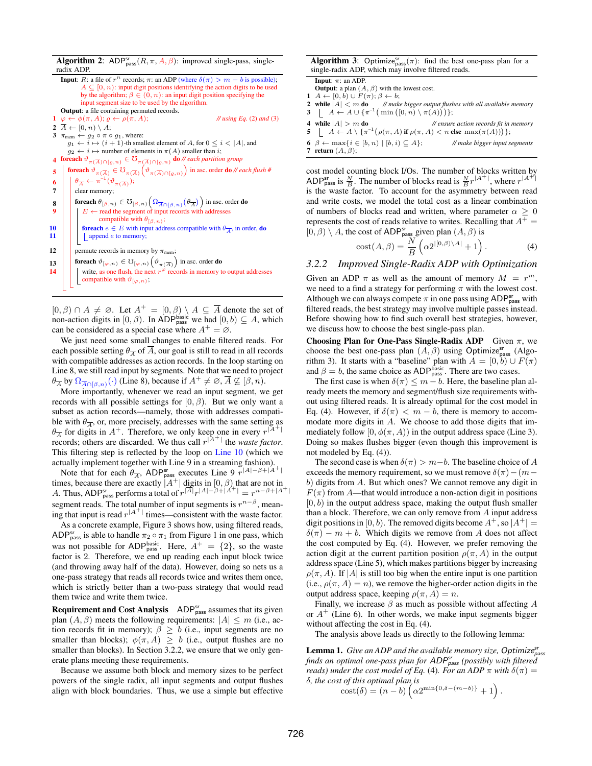**Algorithm 2**: $\mathsf{ADP}^{\mathsf{sr}}_{\mathsf{pass}}(R, \pi, A, \beta)$: improved single-pass, single-radix ADP.

```
Input: R: a file of r^n records; π: an ADP (where δ(π) > m − b is possible);
       A ⊆ [0, n): input digit positions identifying the action digits to be used
       by the algorithm; β ∈ (0, n): an input digit position specifying the
       input segment size to be used by the algorithm.
Output: a file containing permuted records.
1  φ ← φ(π, A); ϱ ← ρ(π, A);                      // using Eq. (2) and (3)
2  Ā ← [0, n) \ A;
3  π_mem ← g2 ∘ π ∘ g1, where:
     g1 ← i ↦ (i + 1)-th smallest element of A, for 0 ≤ i < |A|, and
     g2 ← i ↦ number of elements in π(A) smaller than i;
4  foreach ϑ_{π(Ā)∩[ϱ,n)} ∈ Ʊ_{π(Ā)∩[ϱ,n)} do   // each partition group
5    foreach ϑ_{π(Ā)} ∈ Ʊ_{π(Ā)}(ϑ_{π(Ā)∩[ϱ,n)}) in asc. order do  // each flush #
6      θ_Ā ← π^{-1}(ϑ_{π(Ā)});
7      clear memory;
8      foreach θ_{[β,n)} ∈ Ʊ_{[β,n)}(Ω_{Ā∩[β,n)}(θ_Ā)) in asc. order do
9        E ← read the segment of input records with addresses
             compatible with θ_{[β,n)};
10       foreach e ∈ E with input address compatible with θ_Ā, in order, do
11         append e to memory;
12     permute records in memory by π_mem;
13     foreach ϑ_{[φ,n)} ∈ Ʊ_{[φ,n)}(ϑ_{π(Ā)}) in asc. order do
14       write, as one flush, the next r^φ records in memory to output addresses
           compatible with ϑ_{[φ,n)};
```

$[0, \beta) \cap A \neq \varnothing$. Let $A^+ = [0, \beta) \setminus A \subseteq \overline{A}$ denote the set of non-action digits in $[0, \beta)$. In $\mathsf{ADP}^{\mathsf{basic}}_{\mathsf{pass}}$ we had $[0, b) \subseteq A$, which can be considered as a special case where $A^+ = \varnothing$.

We just need some small changes to enable filtered reads. For each possible setting $\theta_{\overline{A}}$ of $\overline{A}$, our goal is still to read in all records with compatible addresses as action records. In the loop starting on Line 8, we still read input by segments. Note that we need to project $\theta_{\overline{A}}$ by $\Omega_{\overline{A}\cap[\beta,n)}(\cdot)$ (Line 8), because if $A^+ \neq \varnothing$, $\overline{A} \not\subseteq [\beta, n)$.

More importantly, whenever we read an input segment, we get records with all possible settings for $[0, \beta)$. But we only want a subset as action records—namely, those with addresses compatible with $\theta_{\overline{A}}$, or, more precisely, addresses with the same setting as $\theta_{\overline{A}}$ for digits in $A^+$. Therefore, we only keep one in every $r^{|A^+|}$ records; others are discarded. We thus call $r^{|A^+|}$ the *waste factor*. This filtering step is reflected by the loop on Line 10 (which we actually implement together with Line 9 in a streaming fashion).

Note that for each $\theta_{\overline{A}}$, $\mathsf{ADP}^{\mathsf{sr}}_{\mathsf{pass}}$ executes Line 9 $r^{|A|-\beta+|A^+|}$ times, because there are exactly $|A^+|$ digits in $[0, \beta)$ that are not in $A$. Thus, $\mathsf{ADP}^{\mathsf{sr}}_{\mathsf{pass}}$ performs a total of $r^{|\overline{A}|} r^{|A|-\beta+|A^+|} = r^{n-\beta+|A^+|}$ segment reads. The total number of input segments is $r^{n-\beta}$, meaning that input is read $r^{|A^+|}$ times—consistent with the waste factor.

As a concrete example, Figure 3 shows how, using filtered reads, $\mathsf{ADP}^{\mathsf{sr}}_{\mathsf{pass}}$ is able to handle $\pi_2 \circ \pi_1$ from Figure 1 in one pass, which was not possible for $\mathsf{ADP}^{\mathsf{basic}}_{\mathsf{pass}}$. Here, $A^+ = \{2\}$, so the waste factor is 2. Therefore, we end up reading each input block twice (and throwing away half of the data). However, doing so nets us a one-pass strategy that reads all records twice and writes them once, which is strictly better than a two-pass strategy that would read them twice and write them twice.

**Requirement and Cost Analysis** $\mathsf{ADP}^{\mathsf{sr}}_{\mathsf{pass}}$ assumes that its given plan $(A, \beta)$ meets the following requirements: $|A| \leq m$ (i.e., action records fit in memory); $\beta \geq b$ (i.e., input segments are no smaller than blocks); $\phi(\pi, A) \geq b$ (i.e., output flushes are no smaller than blocks). In Section 3.2.2, we ensure that we only generate plans meeting these requirements.

Because we assume both block and memory sizes to be perfect powers of the single radix, all input segments and output flushes align with block boundaries. Thus, we use a simple but effective cost model counting block I/Os. The number of blocks written by $\mathsf{ADP}^{\mathsf{sr}}_{\mathsf{pass}}$ is $\frac{N}{B}$. The number of blocks read is $\frac{N}{B} r^{|A^+|}$, where $r^{|A^+|}$ is the waste factor. To account for the asymmetry between read and write costs, we model the total cost as a linear combination of numbers of blocks read and written, where parameter $\alpha \geq 0$ represents the cost of reads relative to writes. Recalling that $A^+ = [0, \beta) \setminus A$, the cost of $\mathsf{ADP}^{\mathsf{sr}}_{\mathsf{pass}}$ given plan $(A, \beta)$ is

$$\mathrm{cost}(A, \beta) = \frac{N}{B}\left(\alpha 2^{|[0,\beta)\setminus A|} + 1\right). \tag{4}$$

**Algorithm 3**: $\mathsf{Optimize}^{\mathsf{sr}}_{\mathsf{pass}}(\pi)$: find the best one-pass plan for a single-radix ADP, which may involve filtered reads.

```
Input: π: an ADP.
Output: a plan (A, β) with the lowest cost.
1  A ← [0, b) ∪ F(π); β ← b;
2  while |A| < m do          // make bigger output flushes with all available memory
3    A ← A ∪ {π^{-1}( min([0, n) \ π(A)) )};
4  while |A| > m do          // ensure action records fit in memory
5    A ← A \ {π^{-1}(ρ(π, A) if ρ(π, A) < n else max(π(A)))};
6  β ← max{i ∈ [b, n) | [b, i) ⊆ A};          // make bigger input segments
7  return (A, β);
```

### 3.2.2 Improved Single-Radix ADP with Optimization

Given an ADP $\pi$ as well as the amount of memory $M = r^m$, we need to a find a strategy for performing $\pi$ with the lowest cost. Although we can always compete $\pi$ in one pass using $\mathsf{ADP}^{\mathsf{sr}}_{\mathsf{pass}}$ with filtered reads, the best strategy may involve multiple passes instead. Before showing how to find such overall best strategies, however, we discuss how to choose the best single-pass plan.

**Choosing Plan for One-Pass Single-Radix ADP** Given $\pi$, we choose the best one-pass plan $(A, \beta)$ using $\mathsf{Optimize}^{\mathsf{sr}}_{\mathsf{pass}}$ (Algorithm 3). It starts with a "baseline" plan with $A = [0, b) \cup F(\pi)$ and $\beta = b$, the same choice as $\mathsf{ADP}^{\mathsf{basic}}_{\mathsf{pass}}$. There are two cases.

The first case is when $\delta(\pi) \leq m - b$. Here, the baseline plan already meets the memory and segment/flush size requirements without using filtered reads. It is already optimal for the cost model in Eq. (4). However, if $\delta(\pi) < m - b$, there is memory to accommodate more digits in $A$. We choose to add those digits that immediately follow $[0, \phi(\pi, A))$ in the output address space (Line 3). Doing so makes flushes bigger (even though this improvement is not modeled by Eq. (4)).

The second case is when $\delta(\pi) > m - b$. The baseline choice of $A$ exceeds the memory requirement, so we must remove $\delta(\pi) - (m - b)$ digits from $A$. But which ones? We cannot remove any digit in $F(\pi)$ from $A$—that would introduce a non-action digit in positions $[0, b)$ in the output address space, making the output flush smaller than a block. Therefore, we can only remove from $A$ input address digit positions in $[0, b)$. The removed digits become $A^+$, so $|A^+| = \delta(\pi) - m + b$. Which digits we remove from $A$ does not affect the cost computed by Eq. (4). However, we prefer removing the action digit at the current partition position $\rho(\pi, A)$ in the output address space (Line 5), which makes partitions bigger by increasing $\rho(\pi, A)$. If $|A|$ is still too big when the entire input is one partition (i.e., $\rho(\pi, A) = n$), we remove the higher-order action digits in the output address space, keeping $\rho(\pi, A) = n$.

Finally, we increase $\beta$ as much as possible without affecting $A$ or $A^+$ (Line 6). In other words, we make input segments bigger without affecting the cost in Eq. (4).

The analysis above leads us directly to the following lemma:

**Lemma 1.** *Give an ADP and the available memory size, $\mathsf{Optimize}^{\mathsf{sr}}_{\mathsf{pass}}$ finds an optimal one-pass plan for $\mathsf{ADP}^{\mathsf{sr}}_{\mathsf{pass}}$ (possibly with filtered reads) under the cost model of Eq. (4). For an ADP $\pi$ with $\delta(\pi) = \delta$, the cost of this optimal plan is*

$$\mathrm{cost}(\delta) = (n - b)\left(\alpha 2^{\min\{0, \delta-(m-b)\}} + 1\right).$$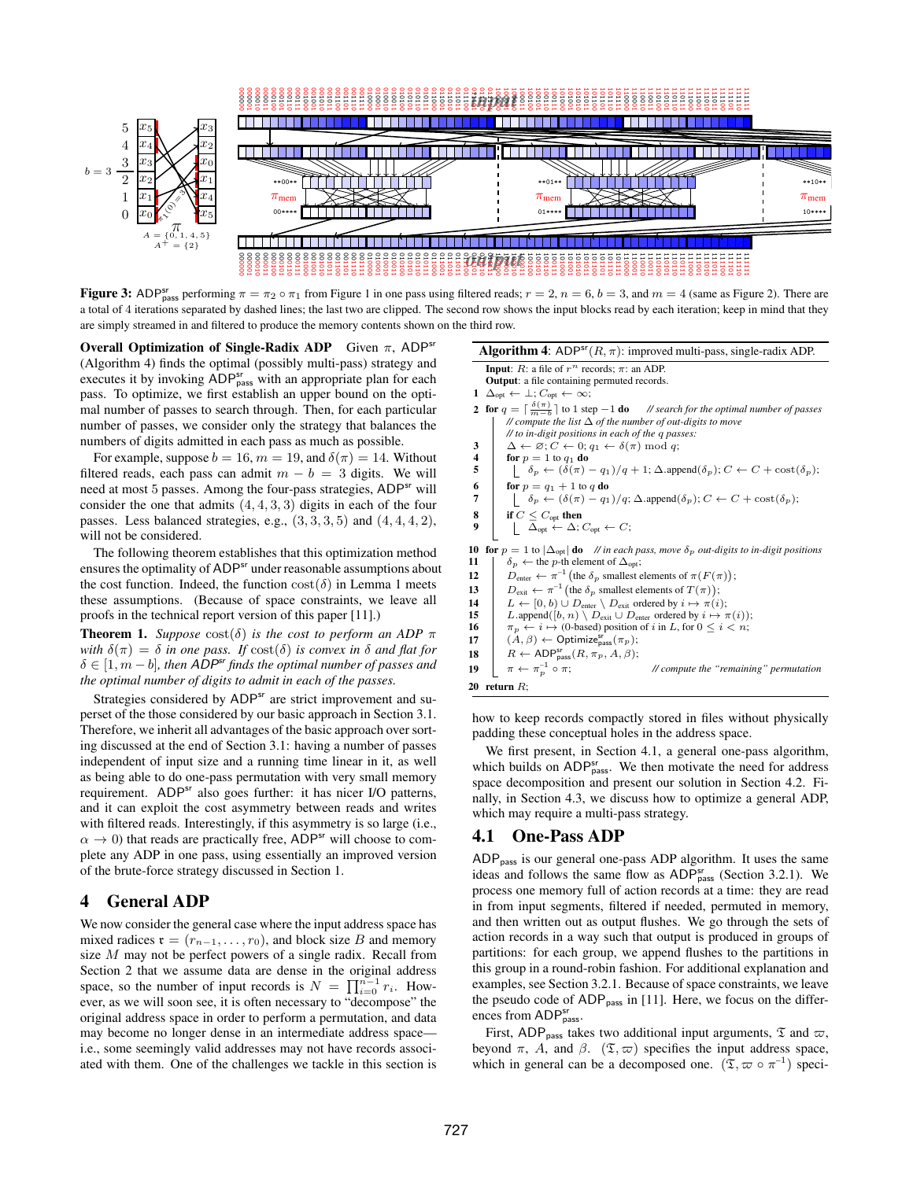**Figure 3:** $\mathsf{ADP}^{\mathsf{sr}}_{\mathsf{pass}}$ performing $\pi = \pi_2 \circ \pi_1$ from Figure 1 in one pass using filtered reads; $r = 2$, $n = 6$, $b = 3$, and $m = 4$ (same as Figure 2). There are a total of 4 iterations separated by dashed lines; the last two are clipped. The second row shows the input blocks read by each iteration; keep in mind that they are simply streamed in and filtered to produce the memory contents shown on the third row.

**Overall Optimization of Single-Radix ADP** Given $\pi$, $\mathsf{ADP}^{\mathsf{sr}}$ (Algorithm 4) finds the optimal (possibly multi-pass) strategy and executes it by invoking $\mathsf{ADP}^{\mathsf{sr}}_{\mathsf{pass}}$ with an appropriate plan for each pass. To optimize, we first establish an upper bound on the optimal number of passes to search through. Then, for each particular number of passes, we consider only the strategy that balances the numbers of digits admitted in each pass as much as possible.

For example, suppose $b = 16$, $m = 19$, and $\delta(\pi) = 14$. Without filtered reads, each pass can admit $m - b = 3$ digits. We will need at most 5 passes. Among the four-pass strategies, $\mathsf{ADP}^{\mathsf{sr}}$ will consider the one that admits $(4, 4, 3, 3)$ digits in each of the four passes. Less balanced strategies, e.g., $(3, 3, 3, 5)$ and $(4, 4, 4, 2)$, will not be considered.

The following theorem establishes that this optimization method ensures the optimality of $\mathsf{ADP}^{\mathsf{sr}}$ under reasonable assumptions about the cost function. Indeed, the function $\mathrm{cost}(\delta)$ in Lemma 1 meets these assumptions. (Because of space constraints, we leave all proofs in the technical report version of this paper [11].)

**Theorem 1.** *Suppose $\mathrm{cost}(\delta)$ is the cost to perform an ADP $\pi$ with $\delta(\pi) = \delta$ in one pass. If $\mathrm{cost}(\delta)$ is convex in $\delta$ and flat for $\delta \in [1, m - b]$, then $\mathsf{ADP}^{\mathsf{sr}}$ finds the optimal number of passes and the optimal number of digits to admit in each of the passes.*

Strategies considered by $\mathsf{ADP}^{\mathsf{sr}}$ are strict improvement and superset of the those considered by our basic approach in Section 3.1. Therefore, we inherit all advantages of the basic approach over sorting discussed at the end of Section 3.1: having a number of passes independent of input size and a running time linear in it, as well as being able to do one-pass permutation with very small memory requirement. $\mathsf{ADP}^{\mathsf{sr}}$ also goes further: it has nicer I/O patterns, and it can exploit the cost asymmetry between reads and writes with filtered reads. Interestingly, if this asymmetry is so large (i.e., $\alpha \to 0$) that reads are practically free, $\mathsf{ADP}^{\mathsf{sr}}$ will choose to complete any ADP in one pass, using essentially an improved version of the brute-force strategy discussed in Section 1.

## 4 General ADP

We now consider the general case where the input address space has mixed radices $\mathfrak{r} = (r_{n-1}, \ldots, r_0)$, and block size $B$ and memory size $M$ may not be perfect powers of a single radix. Recall from Section 2 that we assume data are dense in the original address space, so the number of input records is $N = \prod_{i=0}^{n-1} r_i$. However, as we will soon see, it is often necessary to "decompose" the original address space in order to perform a permutation, and data may become no longer dense in an intermediate address space—i.e., some seemingly valid addresses may not have records associated with them. One of the challenges we tackle in this section is how to keep records compactly stored in files without physically padding these conceptual holes in the address space.

**Algorithm 4**: $\mathsf{ADP}^{\mathsf{sr}}(R, \pi)$: improved multi-pass, single-radix ADP.

```
Input: R: a file of r^n records; π: an ADP.
Output: a file containing permuted records.
1  Δ_opt ← ⊥; C_opt ← ∞;
2  for q = ⌈δ(π)/(m−b)⌉ to 1 step −1 do   // search for the optimal number of passes
       // compute the list Δ of the number of out-digits to move
       // to in-digit positions in each of the q passes:
3      Δ ← ∅; C ← 0; q1 ← δ(π) mod q;
4      for p = 1 to q1 do
5          δ_p ← (δ(π) − q1)/q + 1; Δ.append(δ_p); C ← C + cost(δ_p);
6      for p = q1 + 1 to q do
7          δ_p ← (δ(π) − q1)/q; Δ.append(δ_p); C ← C + cost(δ_p);
8      if C ≤ C_opt then
9          Δ_opt ← Δ; C_opt ← C;
10 for p = 1 to |Δ_opt| do   // in each pass, move δ_p out-digits to in-digit positions
11     δ_p ← the p-th element of Δ_opt;
12     D_enter ← π^{-1}(the δ_p smallest elements of π(F(π)));
13     D_exit ← π^{-1}(the δ_p smallest elements of T(π));
14     L ← [0, b) ∪ D_enter \ D_exit ordered by i ↦ π(i);
15     L.append([b, n) \ D_exit ∪ D_enter ordered by i ↦ π(i));
16     π_p ← i ↦ (0-based) position of i in L, for 0 ≤ i < n;
17     (A, β) ← Optimize^sr_pass(π_p);
18     R ← ADP^sr_pass(R, π_p, A, β);
19     π ← π_p^{-1} ∘ π;   // compute the "remaining" permutation
20 return R;
```

We first present, in Section 4.1, a general one-pass algorithm, which builds on $\mathsf{ADP}^{\mathsf{sr}}_{\mathsf{pass}}$. We then motivate the need for address space decomposition and present our solution in Section 4.2. Finally, in Section 4.3, we discuss how to optimize a general ADP, which may require a multi-pass strategy.

### 4.1 One-Pass ADP

$\mathsf{ADP}_{\mathsf{pass}}$ is our general one-pass ADP algorithm. It uses the same ideas and follows the same flow as $\mathsf{ADP}^{\mathsf{sr}}_{\mathsf{pass}}$ (Section 3.2.1). We process one memory full of action records at a time: they are read in from input segments, filtered if needed, permuted in memory, and then written out as output flushes. We go through the sets of action records in a way such that output is produced in groups of partitions: for each group, we append flushes to the partitions in this group in a round-robin fashion. For additional explanation and examples, see Section 3.2.1. Because of space constraints, we leave the pseudo code of $\mathsf{ADP}_{\mathsf{pass}}$ in [11]. Here, we focus on the differences from $\mathsf{ADP}^{\mathsf{sr}}_{\mathsf{pass}}$.

First, $\mathsf{ADP}_{\mathsf{pass}}$ takes two additional input arguments, $\mathfrak{T}$ and $\varpi$, beyond $\pi$, $A$, and $\beta$. $(\mathfrak{T}, \varpi)$ specifies the input address space, which in general can be a decomposed one. $(\mathfrak{T}, \varpi \circ \pi^{-1})$ speci-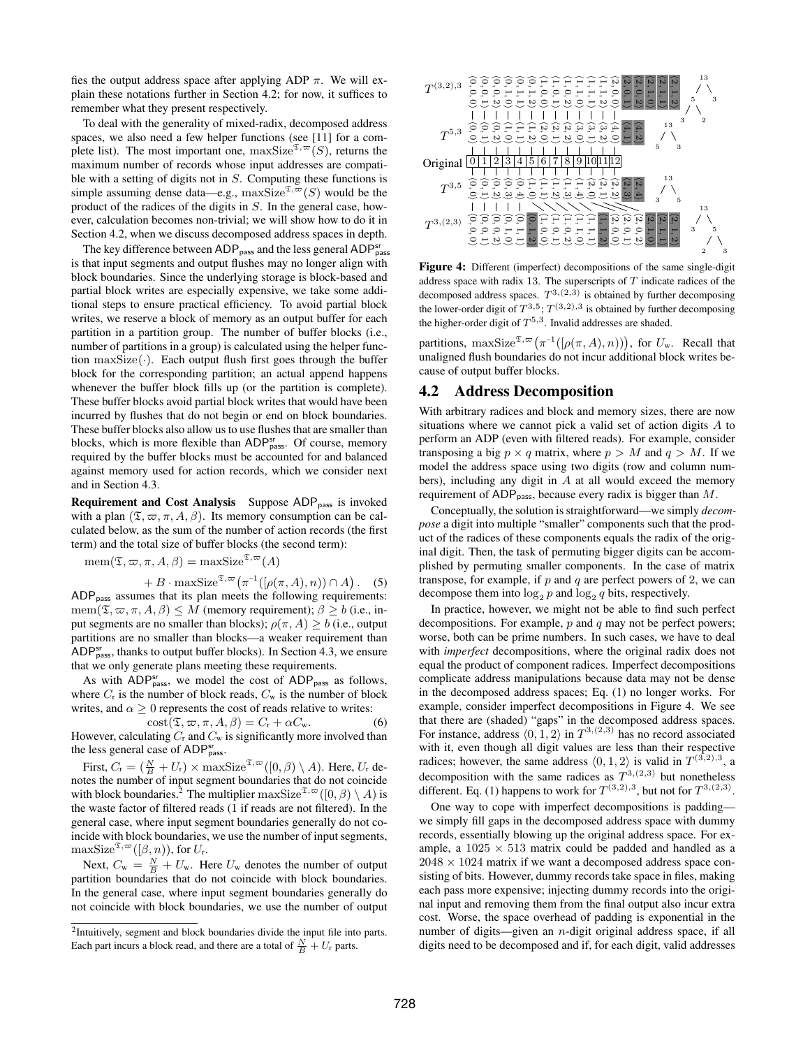fies the output address space after applying ADP $\pi$. We will explain these notations further in Section 4.2; for now, it suffices to remember what they present respectively.

To deal with the generality of mixed-radix, decomposed address spaces, we also need a few helper functions (see [11] for a complete list). The most important one, $\text{maxSize}^{\mathfrak{T},\varpi}(S)$, returns the maximum number of records whose input addresses are compatible with a setting of digits not in $S$. Computing these functions is simple assuming dense data—e.g., $\text{maxSize}^{\mathfrak{T},\varpi}(S)$ would be the product of the radices of the digits in $S$. In the general case, however, calculation becomes non-trivial; we will show how to do it in Section 4.2, when we discuss decomposed address spaces in depth.

The key difference between $\text{ADP}_{\text{pass}}$ and the less general $\text{ADP}^{\text{sr}}_{\text{pass}}$ is that input segments and output flushes may no longer align with block boundaries. Since the underlying storage is block-based and partial block writes are especially expensive, we take some additional steps to ensure practical efficiency. To avoid partial block writes, we reserve a block of memory as an output buffer for each partition in a partition group. The number of buffer blocks (i.e., number of partitions in a group) is calculated using the helper function $\text{maxSize}(\cdot)$. Each output flush first goes through the buffer block for the corresponding partition; an actual append happens whenever the buffer block fills up (or the partition is complete). These buffer blocks avoid partial block writes that would have been incurred by flushes that do not begin or end on block boundaries. These buffer blocks also allow us to use flushes that are smaller than blocks, which is more flexible than $\text{ADP}^{\text{sr}}_{\text{pass}}$. Of course, memory required by the buffer blocks must be accounted for and balanced against memory used for action records, which we consider next and in Section 4.3.

**Requirement and Cost Analysis** Suppose $\text{ADP}_{\text{pass}}$ is invoked with a plan $(\mathfrak{T}, \varpi, \pi, A, \beta)$. Its memory consumption can be calculated below, as the sum of the number of action records (the first term) and the total size of buffer blocks (the second term):

$$\text{mem}(\mathfrak{T}, \varpi, \pi, A, \beta) = \text{maxSize}^{\mathfrak{T},\varpi}(A) + B \cdot \text{maxSize}^{\mathfrak{T},\varpi}\big(\pi^{-1}([\rho(\pi, A), n)) \cap A\big). \quad (5)$$

$\text{ADP}_{\text{pass}}$ assumes that its plan meets the following requirements: $\text{mem}(\mathfrak{T}, \varpi, \pi, A, \beta) \leq M$ (memory requirement); $\beta \geq b$ (i.e., input segments are no smaller than blocks); $\rho(\pi, A) \geq b$ (i.e., output partitions are no smaller than blocks—a weaker requirement than $\text{ADP}^{\text{sr}}_{\text{pass}}$, thanks to output buffer blocks). In Section 4.3, we ensure that we only generate plans meeting these requirements.

As with $\text{ADP}^{\text{sr}}_{\text{pass}}$, we model the cost of $\text{ADP}_{\text{pass}}$ as follows, where $C_{\text{r}}$ is the number of block reads, $C_{\text{w}}$ is the number of block writes, and $\alpha \geq 0$ represents the cost of reads relative to writes:

$$\text{cost}(\mathfrak{T}, \varpi, \pi, A, \beta) = C_{\text{r}} + \alpha C_{\text{w}}. \quad (6)$$

However, calculating $C_{\text{r}}$ and $C_{\text{w}}$ is significantly more involved than the less general case of $\text{ADP}^{\text{sr}}_{\text{pass}}$.

First, $C_{\text{r}} = (\frac{N}{B} + U_{\text{r}}) \times \text{maxSize}^{\mathfrak{T},\varpi}([0, \beta) \setminus A)$. Here, $U_{\text{r}}$ denotes the number of input segment boundaries that do not coincide with block boundaries.[2] The multiplier $\text{maxSize}^{\mathfrak{T},\varpi}([0, \beta) \setminus A)$ is the waste factor of filtered reads (1 if reads are not filtered). In the general case, where input segment boundaries generally do not coincide with block boundaries, we use the number of input segments, $\text{maxSize}^{\mathfrak{T},\varpi}([\beta, n))$, for $U_{\text{r}}$.

Next, $C_{\text{w}} = \frac{N}{B} + U_{\text{w}}$. Here $U_{\text{w}}$ denotes the number of output partition boundaries that do not coincide with block boundaries. In the general case, where input segment boundaries generally do not coincide with block boundaries, we use the number of output partitions, $\text{maxSize}^{\mathfrak{T},\varpi}\big(\pi^{-1}([\rho(\pi, A), n))\big)$, for $U_{\text{w}}$. Recall that unaligned flush boundaries do not incur additional block writes because of output buffer blocks.

[2] Intuitively, segment and block boundaries divide the input file into parts. Each part incurs a block read, and there are a total of $\frac{N}{B} + U_{\text{r}}$ parts.

**Figure 4:** Different (imperfect) decompositions of the same single-digit address space with radix 13. $T$ indicate radices of the decomposed address spaces. The superscripts of $T$ indicate radices of the decomposed address spaces. $T^{3,(2,3)}$ is obtained by further decomposing the lower-order digit of $T^{3,5}$; $T^{(3,2),3}$ is obtained by further decomposing the higher-order digit of $T^{5,3}$. Invalid addresses are shaded.

## 4.2 Address Decomposition

With arbitrary radices and block and memory sizes, there are now situations where we cannot pick a valid set of action digits $A$ to perform an ADP (even with filtered reads). For example, consider transposing a big $p \times q$ matrix, where $p > M$ and $q > M$. If we model the address space using two digits (row and column numbers), including any digit in $A$ at all would exceed the memory requirement of $\text{ADP}_{\text{pass}}$, because every radix is bigger than $M$.

Conceptually, the solution is straightforward—we simply *decompose* a digit into multiple "smaller" components such that the product of the radices of these components equals the radix of the original digit. Then, the task of permuting bigger digits can be accomplished by permuting smaller components. In the case of matrix transpose, for example, if $p$ and $q$ are perfect powers of 2, we can decompose them into $\log_2 p$ and $\log_2 q$ bits, respectively.

In practice, however, we might not be able to find such perfect decompositions. For example, $p$ and $q$ may not be perfect powers; worse, both can be prime numbers. In such cases, we have to deal with *imperfect* decompositions, where the original radix does not equal the product of component radices. Imperfect decompositions complicate address manipulations because data may not be dense in the decomposed address spaces; Eq. (1) no longer works. For example, consider imperfect decompositions in Figure 4. We see that there are (shaded) "gaps" in the decomposed address spaces. For instance, address $\langle 0, 1, 2 \rangle$ in $T^{3,(2,3)}$ has no record associated with it, even though all digit values are less than their respective radices; however, the same address $\langle 0, 1, 2 \rangle$ is valid in $T^{(3,2),3}$, a decomposition with the same radices as $T^{3,(2,3)}$ but nonetheless different. Eq. (1) happens to work for $T^{(3,2),3}$, but not for $T^{3,(2,3)}$.

One way to cope with imperfect decompositions is padding—we simply fill gaps in the decomposed address space with dummy records, essentially blowing up the original address space. For example, a $1025 \times 513$ matrix could be padded and handled as a $2048 \times 1024$ matrix if we want a decomposed address space consisting of bits. However, dummy records take space in files, making each pass more expensive; injecting dummy records into the original input and removing them from the final output also incur extra cost. Worse, the space overhead of padding is exponential in the number of digits—given an $n$-digit original address space, if all digits need to be decomposed and if, for each digit, valid addresses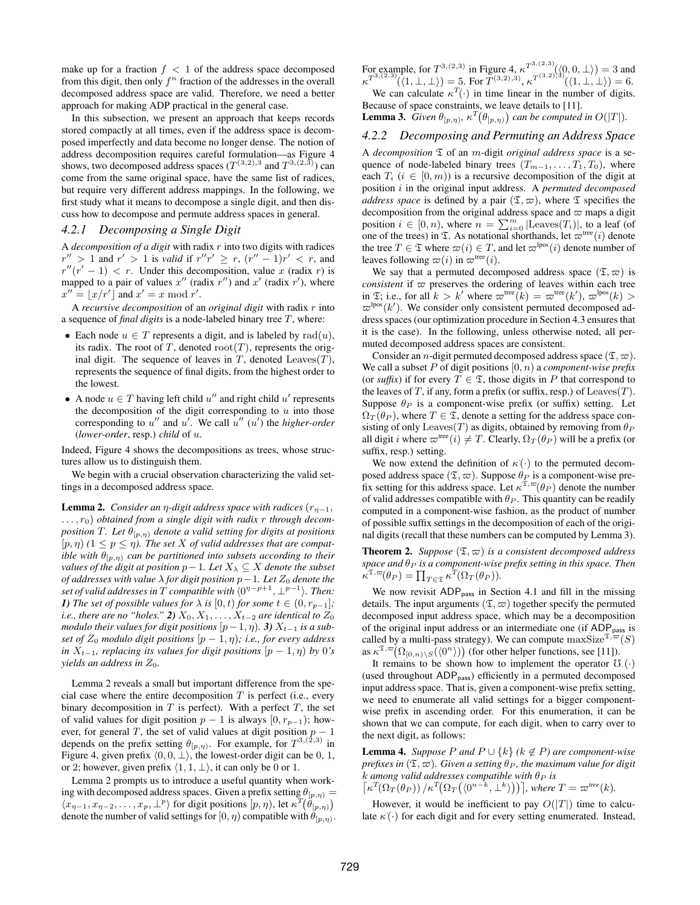make up for a fraction $f < 1$ of the address space decomposed from this digit, then only $f^n$ fraction of the addresses in the overall decomposed address space are valid. Therefore, we need a better approach for making ADP practical in the general case.

In this subsection, we present an approach that keeps records stored compactly at all times, even if the address space is decomposed imperfectly and data become no longer dense. The notion of address decomposition requires careful formulation—as Figure 4 shows, two decomposed address spaces ($T^{(3,2),3}$ and $T^{3,(2,3)}$) can come from the same original space, have the same list of radices, but require very different address mappings. In the following, we first study what it means to decompose a single digit, and then discuss how to decompose and permute address spaces in general.

### 4.2.1 Decomposing a Single Digit

A *decomposition of a digit* with radix $r$ into two digits with radices $r'' > 1$ and $r' > 1$ is *valid* if $r''r' \geq r$, $(r''-1)r' < r$, and $r''(r'-1) < r$. Under this decomposition, value $x$ (radix $r$) is mapped to a pair of values $x''$ (radix $r''$) and $x'$ (radix $r'$), where $x'' = \lfloor x/r' \rfloor$ and $x' = x \bmod r'$.

A *recursive decomposition* of an *original digit* with radix $r$ into a sequence of *final digits* is a node-labeled binary tree $T$, where:

- Each node $u \in T$ represents a digit, and is labeled by $\mathrm{rad}(u)$, its radix. The root of $T$, denoted $\mathrm{root}(T)$, represents the original digit. The sequence of leaves in $T$, denoted $\mathrm{Leaves}(T)$, represents the sequence of final digits, from the highest order to the lowest.
- A node $u \in T$ having left child $u''$ and right child $u'$ represents the decomposition of the digit corresponding to $u$ into those corresponding to $u''$ and $u'$. We call $u''$ ($u'$) the *higher-order* (*lower-order*, resp.) *child* of $u$.

Indeed, Figure 4 shows the decompositions as trees, whose structures allow us to distinguish them.

We begin with a crucial observation characterizing the valid settings in a decomposed address space.

**Lemma 2.** *Consider an $\eta$-digit address space with radices $(r_{\eta-1}, \ldots, r_0)$ obtained from a single digit with radix $r$ through decomposition $T$. Let $\theta_{[p,\eta)}$ denote a valid setting for digits at positions $[p, \eta)$ $(1 \leq p \leq \eta)$. The set $X$ of valid addresses that are compatible with $\theta_{[p,\eta)}$ can be partitioned into subsets according to their values of the digit at position $p-1$. Let $X_\lambda \subseteq X$ denote the subset of addresses with value $\lambda$ for digit position $p-1$. Let $Z_0$ denote the set of valid addresses in $T$ compatible with $\langle 0^{\eta-p+1}, \perp^{p-1}\rangle$. Then:* ***1)*** *The set of possible values for $\lambda$ is $[0, t)$ for some $t \in (0, r_{p-1}]$; i.e., there are no "holes."* ***2)*** *$X_0, X_1, \ldots, X_{t-2}$ are identical to $Z_0$ modulo their values for digit positions $[p-1, \eta)$.* ***3)*** *$X_{t-1}$ is a subset of $Z_0$ modulo digit positions $[p-1, \eta)$; i.e., for every address in $X_{t-1}$, replacing its values for digit positions $[p-1, \eta)$ by 0's yields an address in $Z_0$.*

Lemma 2 reveals a small but important difference from the special case where the entire decomposition $T$ is perfect (i.e., every binary decomposition in $T$ is perfect). With a perfect $T$, the set of valid values for digit position $p-1$ is always $[0, r_{p-1})$; however, for general $T$, the set of valid values at digit position $p-1$ depends on the prefix setting $\theta_{[p,\eta)}$. For example, for $T^{3,(2,3)}$ in Figure 4, given prefix $\langle 0, 0, \perp\rangle$, the lowest-order digit can be 0, 1, or 2; however, given prefix $\langle 1, 1, \perp\rangle$, it can only be 0 or 1.

Lemma 2 prompts us to introduce a useful quantity when working with decomposed address spaces. Given a prefix setting $\theta_{[p,\eta)} = \langle x_{\eta-1}, x_{\eta-2}, \ldots, x_p, \perp^p\rangle$ for digit positions $[p, \eta)$, let $\kappa^T(\theta_{[p,\eta)})$ denote the number of valid settings for $[0, \eta)$ compatible with $\theta_{[p,\eta)}$. For example, for $T^{3,(2,3)}$ in Figure 4, $\kappa^{T^{3,(2,3)}}(\langle 0, 0, \perp\rangle) = 3$ and $\kappa^{T^{3,(2,3)}}(\langle 1, \perp, \perp\rangle) = 5$. For $T^{(3,2),3}$, $\kappa^{T^{(3,2),3}}(\langle 1, \perp, \perp\rangle) = 6$.

We can calculate $\kappa^T(\cdot)$ in time linear in the number of digits. Because of space constraints, we leave details to [11].

**Lemma 3.** *Given $\theta_{[p,\eta)}$, $\kappa^T(\theta_{[p,\eta)})$ can be computed in $O(|T|)$.*

### 4.2.2 Decomposing and Permuting an Address Space

A *decomposition* $\mathfrak{T}$ of an $m$-digit *original address space* is a sequence of node-labeled binary trees $(T_{m-1}, \ldots, T_1, T_0)$, where each $T_i$ $(i \in [0, m))$ is a recursive decomposition of the digit at position $i$ in the original input address. A *permuted decomposed address space* is defined by a pair $(\mathfrak{T}, \varpi)$, where $\mathfrak{T}$ specifies the decomposition from the original address space and $\varpi$ maps a digit position $i \in [0, n)$, where $n = \sum_{i=0}^{m} |\mathrm{Leaves}(T_i)|$, to a leaf (of one of the trees) in $\mathfrak{T}$. As notational shorthands, let $\varpi^{\text{tree}}(i)$ denote the tree $T \in \mathfrak{T}$ where $\varpi(i) \in T$, and let $\varpi^{\text{lpos}}(i)$ denote number of leaves following $\varpi(i)$ in $\varpi^{\text{tree}}(i)$.

We say that a permuted decomposed address space $(\mathfrak{T}, \varpi)$ is *consistent* if $\varpi$ preserves the ordering of leaves within each tree in $\mathfrak{T}$; i.e., for all $k > k'$ where $\varpi^{\text{tree}}(k) = \varpi^{\text{tree}}(k')$, $\varpi^{\text{lpos}}(k) > \varpi^{\text{lpos}}(k')$. We consider only consistent permuted decomposed address spaces (our optimization procedure in Section 4.3 ensures that it is the case). In the following, unless otherwise noted, all permuted decomposed address spaces are consistent.

Consider an $n$-digit permuted decomposed address space $(\mathfrak{T}, \varpi)$. We call a subset $P$ of digit positions $[0, n)$ a *component-wise prefix* (or *suffix*) if for every $T \in \mathfrak{T}$, those digits in $P$ that correspond to the leaves of $T$, if any, form a prefix (or suffix, resp.) of $\mathrm{Leaves}(T)$. Suppose $\theta_P$ is a component-wise prefix (or suffix) setting. Let $\Omega_T(\theta_P)$, where $T \in \mathfrak{T}$, denote a setting for the address space consisting of only $\mathrm{Leaves}(T)$ as digits, obtained by removing from $\theta_P$ all digit $i$ where $\varpi^{\text{tree}}(i) \neq T$. Clearly, $\Omega_T(\theta_P)$ will be a prefix (or suffix, resp.) setting.

We now extend the definition of $\kappa(\cdot)$ to the permuted decomposed address space $(\mathfrak{T}, \varpi)$. Suppose $\theta_P$ is a component-wise prefix setting for this address space. Let $\kappa^{\mathfrak{T},\varpi}(\theta_P)$ denote the number of valid addresses compatible with $\theta_P$. This quantity can be readily computed in a component-wise fashion, as the product of number of possible suffix settings in the decomposition of each of the original digits (recall that these numbers can be computed by Lemma 3).

**Theorem 2.** *Suppose $(\mathfrak{T}, \varpi)$ is a consistent decomposed address space and $\theta_P$ is a component-wise prefix setting in this space. Then $\kappa^{\mathfrak{T},\varpi}(\theta_P) = \prod_{T\in\mathfrak{T}} \kappa^T(\Omega_T(\theta_P))$.*

We now revisit $\mathsf{ADP}_{\mathsf{pass}}$ in Section 4.1 and fill in the missing details. The input arguments $(\mathfrak{T}, \varpi)$ together specify the permuted decomposed input address space, which may be a decomposition of the original input address or an intermediate one (if $\mathsf{ADP}_{\mathsf{pass}}$ is called by a multi-pass strategy). We can compute $\mathrm{maxSize}^{\mathfrak{T},\varpi}(S)$ as $\kappa^{\mathfrak{T},\varpi}(\Omega_{[0,n)\setminus S}(\langle 0^n\rangle))$ (for other helper functions, see [11]).

It remains to be shown how to implement the operator $\mho(\cdot)$ (used throughout $\mathsf{ADP}_{\mathsf{pass}}$) efficiently in a permuted decomposed input address space. That is, given a component-wise prefix setting, we need to enumerate all valid settings for a bigger component-wise prefix in ascending order. For this enumeration, it can be shown that we can compute, for each digit, when to carry over to the next digit, as follows:

**Lemma 4.** *Suppose $P$ and $P \cup \{k\}$ $(k \notin P)$ are component-wise prefixes in $(\mathfrak{T}, \varpi)$. Given a setting $\theta_P$, the maximum value for digit $k$ among valid addresses compatible with $\theta_P$ is $\lceil \kappa^T(\Omega_T(\theta_P)) / \kappa^T(\Omega_T(\langle 0^{n-k}, \perp^k\rangle))\rceil$, where $T = \varpi^{\text{tree}}(k)$.*

However, it would be inefficient to pay $O(|T|)$ time to calculate $\kappa(\cdot)$ for each digit and for every setting enumerated. Instead,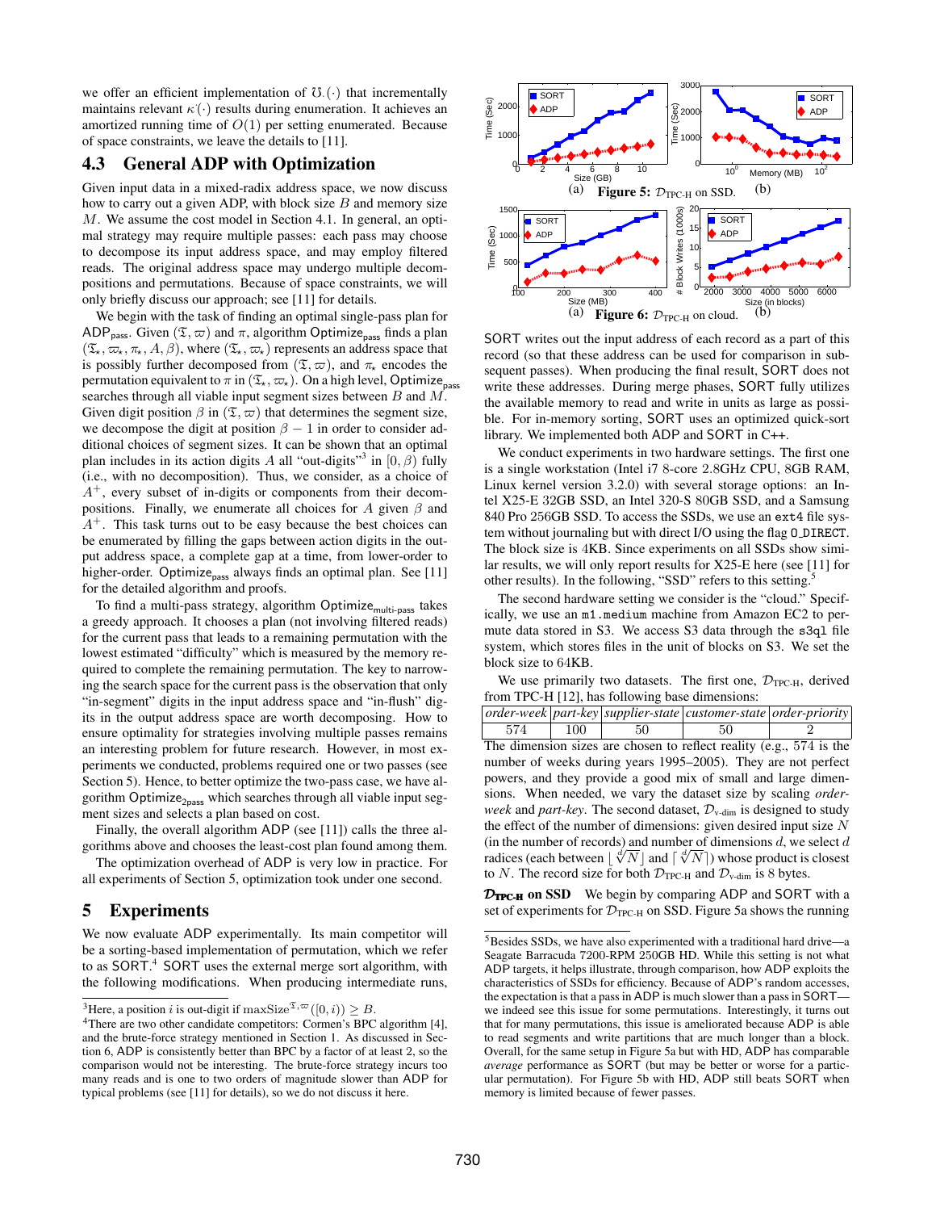we offer an efficient implementation of $\mho(\cdot)$ that incrementally maintains relevant $\kappa(\cdot)$ results during enumeration. It achieves an amortized running time of $O(1)$ per setting enumerated. Because of space constraints, we leave the details to [11].

## 4.3 General ADP with Optimization

Given input data in a mixed-radix address space, we now discuss how to carry out a given ADP, with block size $B$ and memory size $M$. We assume the cost model in Section 4.1. In general, an optimal strategy may require multiple passes: each pass may choose to decompose its input address space, and may employ partially filtered reads. The original address space may undergo multiple decompositions and permutations. Because of space constraints, we will only briefly discuss our approach; see [11] for details.

We begin with the task of finding an optimal single-pass plan for $\mathsf{ADP}_{\mathsf{pass}}$. Given $(\mathfrak{T}, \varpi)$ and $\pi$, algorithm $\mathsf{Optimize}_{\mathsf{pass}}$ finds a plan $(\mathfrak{T}_\star, \varpi_\star, \pi_\star, A, \beta)$, where $(\mathfrak{T}_\star, \varpi_\star)$ represents an address space that is possibly further decomposed from $(\mathfrak{T}, \varpi)$, and $\pi_\star$ encodes the permutation equivalent to $\pi$ in $(\mathfrak{T}_\star, \varpi_\star)$. On a high level, $\mathsf{Optimize}_{\mathsf{pass}}$ searches through all viable input segment sizes between $B$ and $M$. Given digit position $\beta$ in $(\mathfrak{T}, \varpi)$ that determines the segment size, we decompose the digit at position $\beta - 1$ in order to consider additional choices of segment sizes. It can be shown that an optimal plan includes in its action digits $A$ all "out-digits"[3] in $[0, \beta)$ fully (i.e., with no decomposition). Thus, we consider, as a choice of $A^+$, every subset of in-digits or components from their decompositions. Finally, we enumerate all choices for $A$ given $\beta$ and $A^+$. This task turns out to be easy because the best choices can be enumerated by filling the gaps between action digits in the output address space, a complete gap at a time, from lower-order to higher-order. $\mathsf{Optimize}_{\mathsf{pass}}$ always finds an optimal plan. See [11] for the detailed algorithm and proofs.

To find a multi-pass strategy, algorithm $\mathsf{Optimize}_{\mathsf{multi\text{-}pass}}$ takes a greedy approach. It chooses a plan (not involving filtered reads) for the current pass that leads to a remaining permutation with the lowest estimated "difficulty" which is measured by the memory required to complete the remaining permutation. The key to narrowing the search space for the current pass is the observation that only "in-segment" digits in the input address space and "in-flush" digits in the output address space are worth decomposing. How to ensure optimality for strategies involving multiple passes remains an interesting problem for future research. However, in most experiments we conducted, problems required one or two passes (see Section 5). Hence, to better optimize the two-pass case, we have algorithm $\mathsf{Optimize}_{\mathsf{2pass}}$ which searches through all viable input segment sizes and selects a plan based on cost.

Finally, the overall algorithm ADP (see [11]) calls the three algorithms above and chooses the least-cost plan found among them.

The optimization overhead of ADP is very low in practice. For all experiments of Section 5, optimization took under one second.

# 5 Experiments

We now evaluate ADP experimentally. Its main competitor will be a sorting-based implementation of permutation, which we refer to as SORT.[4] SORT uses the external merge sort algorithm, with the following modifications. When producing intermediate runs, SORT writes out the input address of each record as a part of this record (so that these address can be used for comparison in subsequent passes). When producing the final result, SORT does not write these addresses. During merge phases, SORT fully utilizes the available memory to read and write in units as large as possible. For in-memory sorting, SORT uses an optimized quick-sort library. We implemented both ADP and SORT in C++.

Figure 5: $\mathcal{D}_{\text{TPC-H}}$ on SSD. (a) (b)

Figure 6: $\mathcal{D}_{\text{TPC-H}}$ on cloud. (a) (b)

We conduct experiments in two hardware settings. The first one is a single workstation (Intel i7 8-core 2.8GHz CPU, 8GB RAM, Linux kernel version 3.2.0) with several storage options: an Intel X25-E 32GB SSD, an Intel 320-S 80GB SSD, and a Samsung 840 Pro 256GB SSD. To access the SSDs, we use an `ext4` file system without journaling but with direct I/O using the flag `O_DIRECT`. The block size is 4KB. Since experiments on all SSDs show similar results, we will only report results for X25-E here (see [11] for other results). In the following, "SSD" refers to this setting.[5]

The second hardware setting we consider is the "cloud." Specifically, we use an `m1.medium` machine from Amazon EC2 to permute data stored in S3. We access S3 data through the `s3ql` file system, which stores files in the unit of blocks on S3. We set the block size to 64KB.

We use primarily two datasets. The first one, $\mathcal{D}_{\text{TPC-H}}$, derived from TPC-H [12], has following base dimensions:

| *order-week* | *part-key* | *supplier-state* | *customer-state* | *order-priority* |
|---|---|---|---|---|
| 574 | 100 | 50 | 50 | 2 |

The dimension sizes are chosen to reflect reality (e.g., 574 is the number of weeks during years 1995–2005). They are not perfect powers, and they provide a good mix of small and large dimensions. When needed, we vary the dataset size by scaling *order-week* and *part-key*. The second dataset, $\mathcal{D}_{\text{v-dim}}$ is designed to study the effect of the number of dimensions: given desired input size $N$ (in the number of records) and number of dimensions $d$, we select $d$ radices (each between $\lfloor \sqrt[d]{N} \rfloor$ and $\lceil \sqrt[d]{N} \rceil$) whose product is closest to $N$. The record size for both $\mathcal{D}_{\text{TPC-H}}$ and $\mathcal{D}_{\text{v-dim}}$ is 8 bytes.

**$\mathcal{D}_{\text{TPC-H}}$ on SSD** We begin by comparing ADP and SORT with a set of experiments for $\mathcal{D}_{\text{TPC-H}}$ on SSD. Figure 5a shows the running

---

[3] Here, a position $i$ is out-digit if $\text{maxSize}^{\mathfrak{T},\varpi}([0, i)) \geq B$.

[4] There are two other candidate competitors: Cormen's BPC algorithm [4], and the brute-force strategy mentioned in Section 1. As discussed in Section 6, ADP is consistently better than BPC by a factor of at least 2, so the comparison would not be interesting. The brute-force strategy incurs too many reads and is one to two orders of magnitude slower than ADP for typical problems (see [11] for details), so we do not discuss it here.

[5] Besides SSDs, we have also experimented with a traditional hard drive—a Seagate Barracuda 7200-RPM 250GB HD. While this setting is not what ADP targets, it helps illustrate, through comparison, how ADP exploits the characteristics of SSDs for efficiency. Because of ADP's random accesses, the expectation is that a pass in ADP is much slower than a pass in SORT—we indeed see this issue for some permutations. Interestingly, it turns out that for many permutations, this issue is ameliorated because ADP is able to read segments and write partitions that are much longer than a block. Overall, for the same setup in Figure 5a but with HD, ADP has comparable *average* performance as SORT (but may be better or worse for a particular permutation). For Figure 5b with HD, ADP still beats SORT when memory is limited because of fewer passes.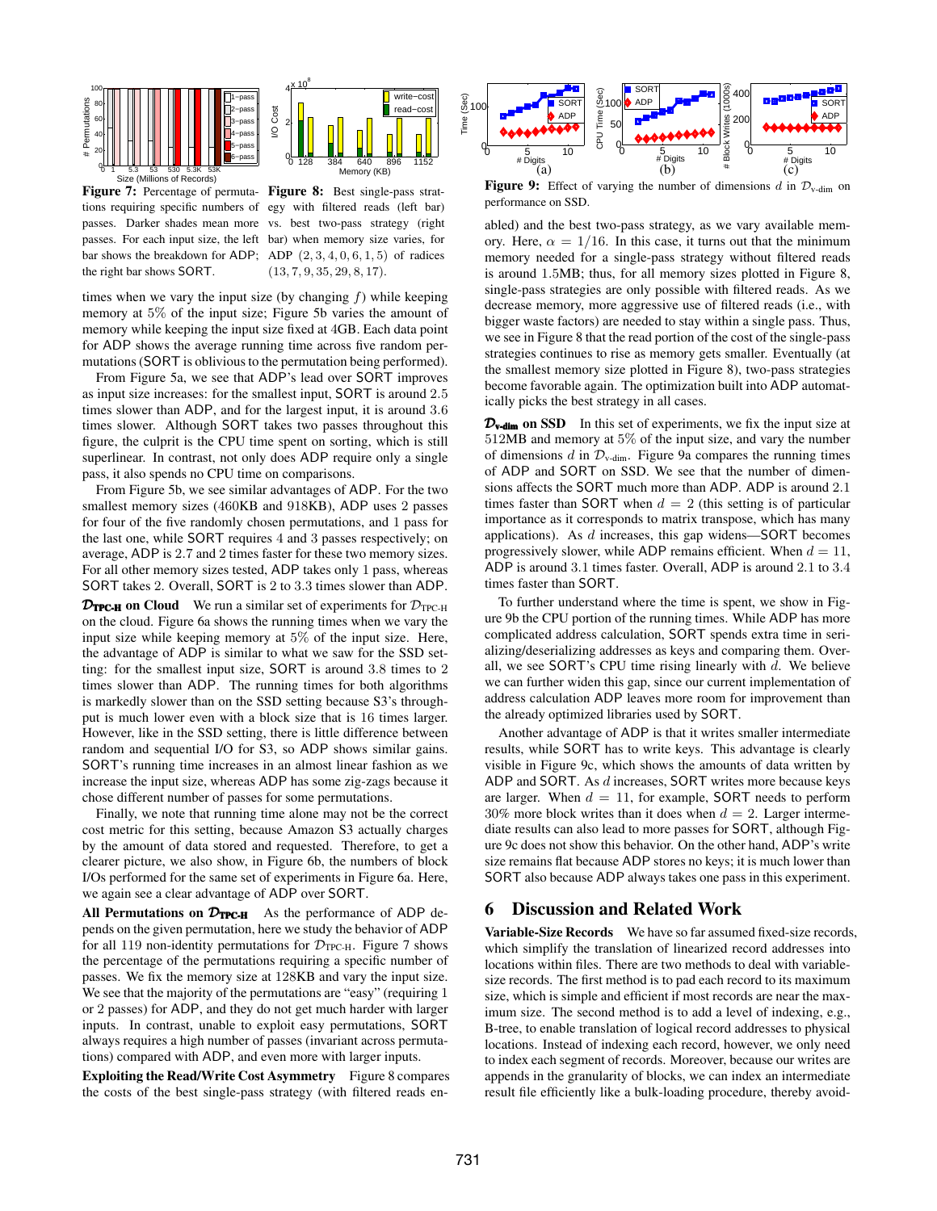**Figure 7:** Percentage of permutations requiring specific numbers of passes. Darker shades mean more passes. For each input size, the left bar shows the breakdown for ADP; the right bar shows SORT.

**Figure 8:** Best single-pass strategy with filtered reads (left bar) vs. best two-pass strategy (right bar) when memory size varies, for ADP $(2, 3, 4, 0, 6, 1, 5)$ of radices $(13, 7, 9, 35, 29, 8, 17)$.

times when we vary the input size (by changing $f$) while keeping memory at 5% of the input size; Figure 5b varies the amount of memory while keeping the input size fixed at 4GB. Each data point for ADP shows the average running time across five random permutations (SORT is oblivious to the permutation being performed).

From Figure 5a, we see that ADP's lead over SORT improves as input size increases: for the smallest input, SORT is around 2.5 times slower than ADP, and for the largest input, it is around 3.6 times slower. Although SORT takes two passes throughout this figure, the culprit is the CPU time spent on sorting, which is still superlinear. In contrast, not only does ADP require only a single pass, it also spends no CPU time on comparisons.

From Figure 5b, we see similar advantages of ADP. For the two smallest memory sizes (460KB and 918KB), ADP uses 2 passes for four of the five randomly chosen permutations, and 1 pass for the last one, while SORT requires 4 and 3 passes respectively; on average, ADP is 2.7 and 2 times faster for these two memory sizes. For all other memory sizes tested, ADP takes only 1 pass, whereas SORT takes 2. Overall, SORT is 2 to 3.3 times slower than ADP.

**$\mathcal{D}_{\text{TPC-H}}$ on Cloud** We run a similar set of experiments for $\mathcal{D}_{\text{TPC-H}}$ on the cloud. Figure 6a shows the running times when we vary the input size while keeping memory at 5% of the input size. Here, the advantage of ADP is similar to what we saw for the SSD setting: for the smallest input size, SORT is around 3.8 times to 2 times slower than ADP. The running times for both algorithms is markedly slower than on the SSD setting because S3's throughput is much lower even with a block size that is 16 times larger. However, like in the SSD setting, there is little difference between random and sequential I/O for S3, so ADP shows similar gains. SORT's running time increases in an almost linear fashion as we increase the input size, whereas ADP has some zig-zags because it chose different number of passes for some permutations.

Finally, we note that running time alone may not be the correct cost metric for this setting, because Amazon S3 actually charges by the amount of data stored and requested. Therefore, to get a clearer picture, we also show, in Figure 6b, the numbers of block I/Os performed for the same set of experiments in Figure 6a. Here, we again see a clear advantage of ADP over SORT.

**All Permutations on $\mathcal{D}_{\text{TPC-H}}$** As the performance of ADP depends on the given permutation, here we study the behavior of ADP for all 119 non-identity permutations for $\mathcal{D}_{\text{TPC-H}}$. Figure 7 shows the percentage of the permutations requiring a specific number of passes. We fix the memory size at 128KB and vary the input size. We see that the majority of the permutations are "easy" (requiring 1 or 2 passes) for ADP, and they do not get much harder with larger inputs. In contrast, unable to exploit easy permutations, SORT always requires a high number of passes (invariant across permutations) compared with ADP, and even more with larger inputs.

**Exploiting the Read/Write Cost Asymmetry** Figure 8 compares the costs of the best single-pass strategy (with filtered reads enabled) and the best two-pass strategy, as we vary available memory. Here, $\alpha = 1/16$. In this case, it turns out that the minimum memory needed for a single-pass strategy without filtered reads is around 1.5MB; thus, for all memory sizes plotted in Figure 8, single-pass strategies are only possible with filtered reads. As we decrease memory, more aggressive use of filtered reads (i.e., with bigger waste factors) are needed to stay within a single pass. Thus, we see in Figure 8 that the read portion of the cost of the single-pass strategies continues to rise as memory gets smaller. Eventually (at the smallest memory size plotted in Figure 8), two-pass strategies become favorable again. The optimization built into ADP automatically picks the best strategy in all cases.

**Figure 9:** Effect of varying the number of dimensions $d$ in $\mathcal{D}_{\text{v-dim}}$ on performance on SSD.

**$\mathcal{D}_{\text{v-dim}}$ on SSD** In this set of experiments, we fix the input size at 512MB and memory at 5% of the input size, and vary the number of dimensions $d$ in $\mathcal{D}_{\text{v-dim}}$. Figure 9a compares the running times of ADP and SORT on SSD. We see that the number of dimensions affects the SORT much more than ADP. ADP is around 2.1 times faster than SORT when $d = 2$ (this setting is of particular importance as it corresponds to matrix transpose, which has many applications). As $d$ increases, this gap widens—SORT becomes progressively slower, while ADP remains efficient. When $d = 11$, ADP is around 3.1 times faster. Overall, ADP is around 2.1 to 3.4 times faster than SORT.

To further understand where the time is spent, we show in Figure 9b the CPU portion of the running times. While ADP has more complicated address calculation, SORT spends extra time in serializing/deserializing addresses as keys and comparing them. Overall, we see SORT's CPU time rising linearly with $d$. We believe we can further widen this gap, since our current implementation of address calculation ADP leaves more room for improvement than the already optimized libraries used by SORT.

Another advantage of ADP is that it writes smaller intermediate results, while SORT has to write keys. This advantage is clearly visible in Figure 9c, which shows the amounts of data written by ADP and SORT. As $d$ increases, SORT writes more because keys are larger. When $d = 11$, for example, SORT needs to perform 30% more block writes than it does when $d = 2$. Larger intermediate results can also lead to more passes for SORT, although Figure 9c does not show this behavior. On the other hand, ADP's write size remains flat because ADP stores no keys; it is much lower than SORT also because ADP always takes one pass in this experiment.

## 6 Discussion and Related Work

**Variable-Size Records** We have so far assumed fixed-size records, which simplify the translation of linearized record addresses into locations within files. There are two methods to deal with variable-size records. The first method is to pad each record to its maximum size, which is simple and efficient if most records are near the maximum size. The second method is to add a level of indexing, e.g., B-tree, to enable translation of logical record addresses to physical locations. Instead of indexing each record, however, we only need to index each segment of records. Moreover, because our writes are appends in the granularity of blocks, we can index an intermediate result file efficiently like a bulk-loading procedure, thereby avoid-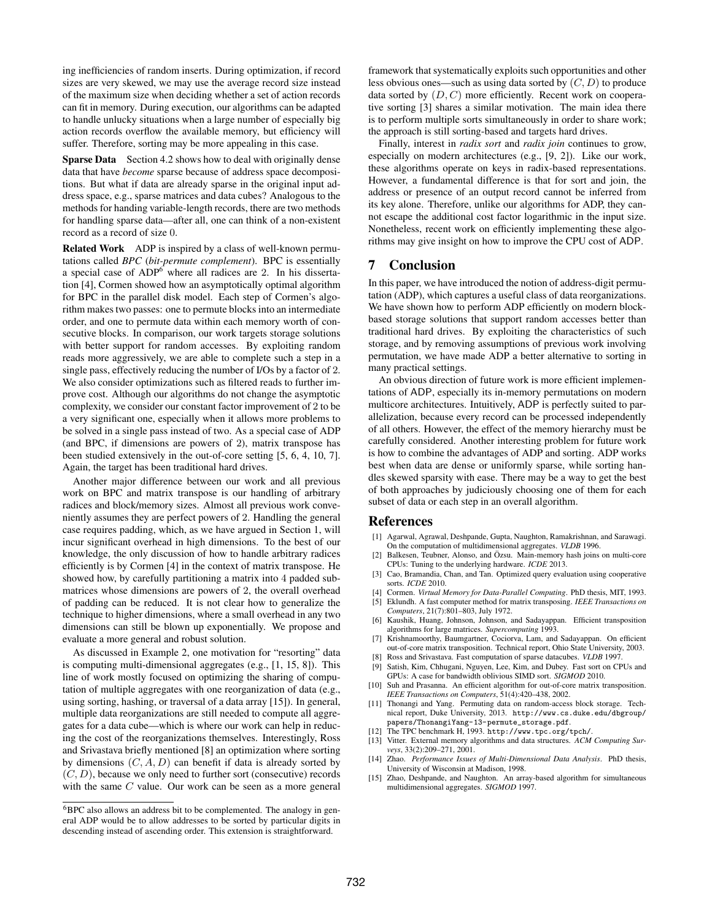ing inefficiencies of random inserts. During optimization, if record sizes are very skewed, we may use the average record size instead of the maximum size when deciding whether a set of action records can fit in memory. During execution, our algorithms can be adapted to handle unlucky situations when a large number of especially big action records overflow the available memory, but efficiency will suffer. Therefore, sorting may be more appealing in this case.

**Sparse Data** Section 4.2 shows how to deal with originally dense data that have *become* sparse because of address space decompositions. But what if data are already sparse in the original input address space, e.g., sparse matrices and data cubes? Analogous to the methods for handing variable-length records, there are two methods for handling sparse data—after all, one can think of a non-existent record as a record of size 0.

**Related Work** ADP is inspired by a class of well-known permutations called *BPC* (*bit-permute complement*). BPC is essentially a special case of ADP[6] where all radices are 2. In his dissertation [4], Cormen showed how an asymptotically optimal algorithm for BPC in the parallel disk model. Each step of Cormen's algorithm makes two passes: one to permute blocks into an intermediate order, and one to permute data within each memory worth of consecutive blocks. In comparison, our work targets storage solutions with better support for random accesses. By exploiting random reads more aggressively, we are able to complete such a step in a single pass, effectively reducing the number of I/Os by a factor of 2. We also consider optimizations such as filtered reads to further improve cost. Although our algorithms do not change the asymptotic complexity, we consider our constant factor improvement of 2 to be a very significant one, especially when it allows more problems to be solved in a single pass instead of two. As a special case of ADP (and BPC, if dimensions are powers of 2), matrix transpose has been studied extensively in the out-of-core setting [5, 6, 4, 10, 7]. Again, the target has been traditional hard drives.

Another major difference between our work and all previous work on BPC and matrix transpose is our handling of arbitrary radices and block/memory sizes. Almost all previous work conveniently assumes they are perfect powers of 2. Handling the general case requires padding, which, as we have argued in Section 1, will incur significant overhead in high dimensions. To the best of our knowledge, the only discussion of how to handle arbitrary radices efficiently is by Cormen [4] in the context of matrix transpose. He showed how, by carefully partitioning a matrix into 4 padded submatrices whose dimensions are powers of 2, the overall overhead of padding can be reduced. It is not clear how to generalize the technique to higher dimensions, where a small overhead in any two dimensions can still be blown up exponentially. We propose and evaluate a more general and robust solution.

As discussed in Example 2, one motivation for "resorting" data is computing multi-dimensional aggregates (e.g., [1, 15, 8]). This line of work mostly focused on optimizing the sharing of computation of multiple aggregates with one reorganization of data (e.g., using sorting, hashing, or traversal of a data array [15]). In general, multiple data reorganizations are still needed to compute all aggregates for a data cube—which is where our work can help in reducing the cost of the reorganizations themselves. Interestingly, Ross and Srivastava briefly mentioned [8] an optimization where sorting by dimensions $(C, A, D)$ can benefit if data is already sorted by $(C, D)$, because we only need to further sort (consecutive) records with the same $C$ value. Our work can be seen as a more general framework that systematically exploits such opportunities and other less obvious ones—such as using data sorted by $(C, D)$ to produce data sorted by $(D, C)$ more efficiently. Recent work on cooperative sorting [3] shares a similar motivation. The main idea there is to perform multiple sorts simultaneously in order to share work; the approach is still sorting-based and targets hard drives.

Finally, interest in *radix sort* and *radix join* continues to grow, especially on modern architectures (e.g., [9, 2]). Like our work, these algorithms operate on keys in radix-based representations. However, a fundamental difference is that for sort and join, the address or presence of an output record cannot be inferred from its key alone. Therefore, unlike our algorithms for ADP, they cannot escape the additional cost factor logarithmic in the input size. Nonetheless, recent work on efficiently implementing these algorithms may give insight on how to improve the CPU cost of ADP.

[6] BPC also allows an address bit to be complemented. The analogy in general ADP would be to allow addresses to be sorted by particular digits in descending instead of ascending order. This extension is straightforward.

## 7 Conclusion

In this paper, we have introduced the notion of address-digit permutation (ADP), which captures a useful class of data reorganizations. We have shown how to perform ADP efficiently on modern block-based storage solutions that support random accesses better than traditional hard drives. By exploiting the characteristics of such storage, and by removing assumptions of previous work involving permutation, we have made ADP a better alternative to sorting in many practical settings.

An obvious direction of future work is more efficient implementations of ADP, especially its in-memory permutations on modern multicore architectures. Intuitively, ADP is perfectly suited to parallelization, because every record can be processed independently of all others. However, the effect of the memory hierarchy must be carefully considered. Another interesting problem for future work is how to combine the advantages of ADP and sorting. ADP works best when data are dense or uniformly sparse, while sorting handles skewed sparsity with ease. There may be a way to get the best of both approaches by judiciously choosing one of them for each subset of data or each step in an overall algorithm.

## References

[1] Agarwal, Agrawal, Deshpande, Gupta, Naughton, Ramakrishnan, and Sarawagi. On the computation of multidimensional aggregates. *VLDB* 1996.

[2] Balkesen, Teubner, Alonso, and Özsu. Main-memory hash joins on multi-core CPUs: Tuning to the underlying hardware. *ICDE* 2013.

[3] Cao, Bramandia, Chan, and Tan. Optimized query evaluation using cooperative sorts. *ICDE* 2010.

[4] Cormen. *Virtual Memory for Data-Parallel Computing*. PhD thesis, MIT, 1993.

[5] Eklundh. A fast computer method for matrix transposing. *IEEE Transactions on Computers*, 21(7):801–803, July 1972.

[6] Kaushik, Huang, Johnson, Johnson, and Sadayappan. Efficient transposition algorithms for large matrices. *Supercomputing* 1993.

[7] Krishnamoorthy, Baumgartner, Cociorva, Lam, and Sadayappan. On efficient out-of-core matrix transposition. Technical report, Ohio State University, 2003.

[8] Ross and Srivastava. Fast computation of sparse datacubes. *VLDB* 1997.

[9] Satish, Kim, Chhugani, Nguyen, Lee, Kim, and Dubey. Fast sort on CPUs and GPUs: A case for bandwidth oblivious SIMD sort. *SIGMOD* 2010.

[10] Suh and Prasanna. An efficient algorithm for out-of-core matrix transposition. *IEEE Transactions on Computers*, 51(4):420–438, 2002.

[11] Thonangi and Yang. Permuting data on random-access block storage. Technical report, Duke University, 2013. `http://www.cs.duke.edu/dbgroup/papers/ThonangiYang-13-permute_storage.pdf`.

[12] The TPC benchmark H, 1993. `http://www.tpc.org/tpch/`.

[13] Vitter. External memory algorithms and data structures. *ACM Computing Surveys*, 33(2):209–271, 2001.

[14] Zhao. *Performance Issues of Multi-Dimensional Data Analysis*. PhD thesis, University of Wisconsin at Madison, 1998.

[15] Zhao, Deshpande, and Naughton. An array-based algorithm for simultaneous multidimensional aggregates. *SIGMOD* 1997.